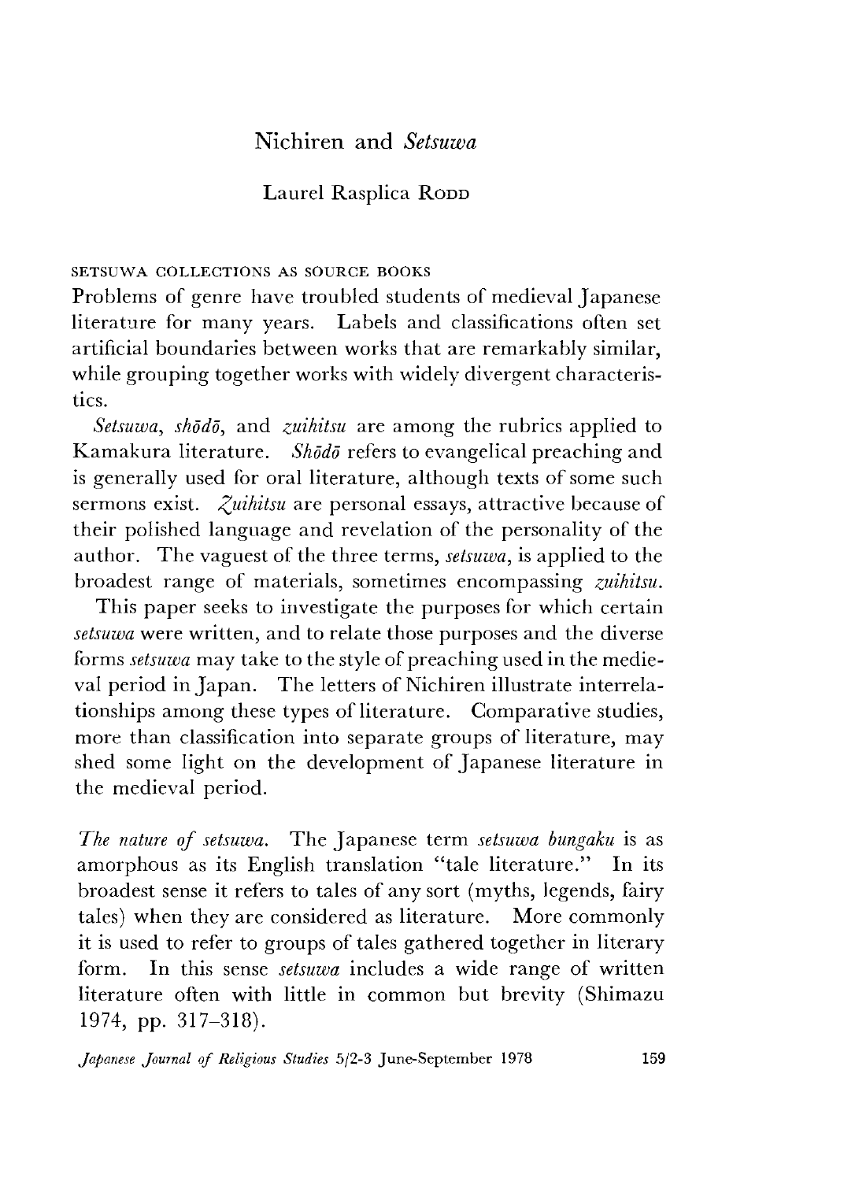# Nichiren and *Setsuwa*

Laurel Rasplica Rodd

## SETSUWA COLLECTIONS AS SOURCE BOOKS

Problems of genre have troubled students of medieval Japanese literature for many years. Labels and classifications often set artificial boundaries between works that are remarkably similar, while grouping together works with widely divergent characteristics.

*Setsuwa*, *shōdō*, and *zuihitsu* are among the rubrics applied to Kamakura literature. *Shōdō* refers to evangelical preaching and is generally used for oral literature, although texts of some such sermons exist. *Zuihitsu* are personal essays, attractive because of their polished language and revelation of the personality of the author. The vaguest of the three terms, *setsuwa*, is applied to the broadest range of materials, sometimes encompassing *zuihitsu*.

This paper seeks to investigate the purposes for which certain *setsuwa* were written, and to relate those purposes and the diverse forms *setsuwa* may take to the style of preaching used in the medieval period in Japan. The letters of Nichiren illustrate interrelationships among these types of literature. Comparative studies, more than classification into separate groups of literature, may shed some light on the development of Japanese literature in the medieval period.

*The nature of setsuwa.* The Japanese term *setsuwa bungaku* is as amorphous as its English translation "tale literature." In its broadest sense it refers to tales of any sort (myths, legends, fairy tales) when they are considered as literature. More commonly it is used to refer to groups of tales gathered together in literary form. In this sense *setsuwa* includes a wide range of written literature often with little in common but brevity (Shimazu 1974, pp. 317–318).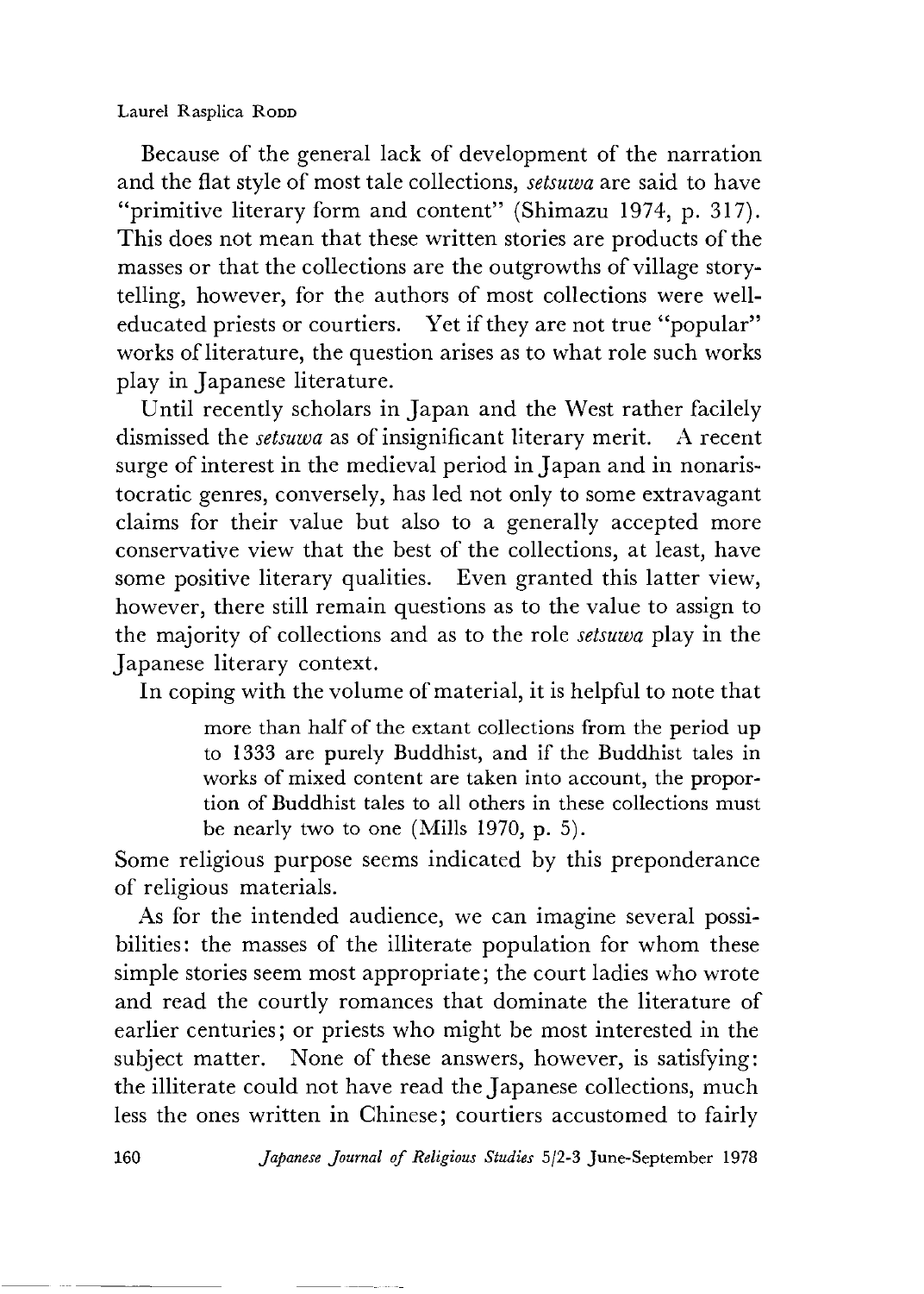Because of the general lack of development of the narration and the flat style of most tale collections, *setsuwa* are said to have "primitive literary form and content" (Shimazu 1974, p. 317). This does not mean that these written stories are products of the masses or that the collections are the outgrowths of village storytelling, however, for the authors of most collections were well-educated priests or courtiers. Yet if they are not true "popular" works of literature, the question arises as to what role such works play in Japanese literature.

Until recently scholars in Japan and the West rather facilely dismissed the *setsuwa* as of insignificant literary merit. A recent surge of interest in the medieval period in Japan and in nonaristocratic genres, conversely, has led not only to some extravagant claims for their value but also to a generally accepted more conservative view that the best of the collections, at least, have some positive literary qualities. Even granted this latter view, however, there still remain questions as to the value to assign to the majority of collections and as to the role *setsuwa* play in the Japanese literary context.

In coping with the volume of material, it is helpful to note that

> more than half of the extant collections from the period up to 1333 are purely Buddhist, and if the Buddhist tales in works of mixed content are taken into account, the proportion of Buddhist tales to all others in these collections must be nearly two to one (Mills 1970, p. 5).

Some religious purpose seems indicated by this preponderance of religious materials.

As for the intended audience, we can imagine several possibilities: the masses of the illiterate population for whom these simple stories seem most appropriate; the court ladies who wrote and read the courtly romances that dominate the literature of earlier centuries; or priests who might be most interested in the subject matter. None of these answers, however, is satisfying: the illiterate could not have read the Japanese collections, much less the ones written in Chinese; courtiers accustomed to fairly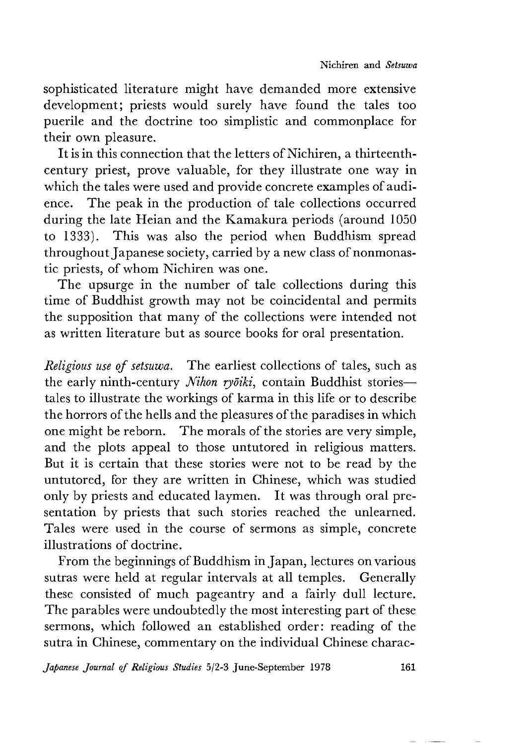sophisticated literature might have demanded more extensive development; priests would surely have found the tales too puerile and the doctrine too simplistic and commonplace for their own pleasure.

It is in this connection that the letters of Nichiren, a thirteenth-century priest, prove valuable, for they illustrate one way in which the tales were used and provide concrete examples of audience. The peak in the production of tale collections occurred during the late Heian and the Kamakura periods (around 1050 to 1333). This was also the period when Buddhism spread throughout Japanese society, carried by a new class of nonmonastic priests, of whom Nichiren was one.

The upsurge in the number of tale collections during this time of Buddhist growth may not be coincidental and permits the supposition that many of the collections were intended not as written literature but as source books for oral presentation.

*Religious use of setsuwa.* The earliest collections of tales, such as the early ninth-century *Nihon ryōiki*, contain Buddhist stories—tales to illustrate the workings of karma in this life or to describe the horrors of the hells and the pleasures of the paradises in which one might be reborn. The morals of the stories are very simple, and the plots appeal to those untutored in religious matters. But it is certain that these stories were not to be read by the untutored, for they are written in Chinese, which was studied only by priests and educated laymen. It was through oral presentation by priests that such stories reached the unlearned. Tales were used in the course of sermons as simple, concrete illustrations of doctrine.

From the beginnings of Buddhism in Japan, lectures on various sutras were held at regular intervals at all temples. Generally these consisted of much pageantry and a fairly dull lecture. The parables were undoubtedly the most interesting part of these sermons, which followed an established order: reading of the sutra in Chinese, commentary on the individual Chinese charac-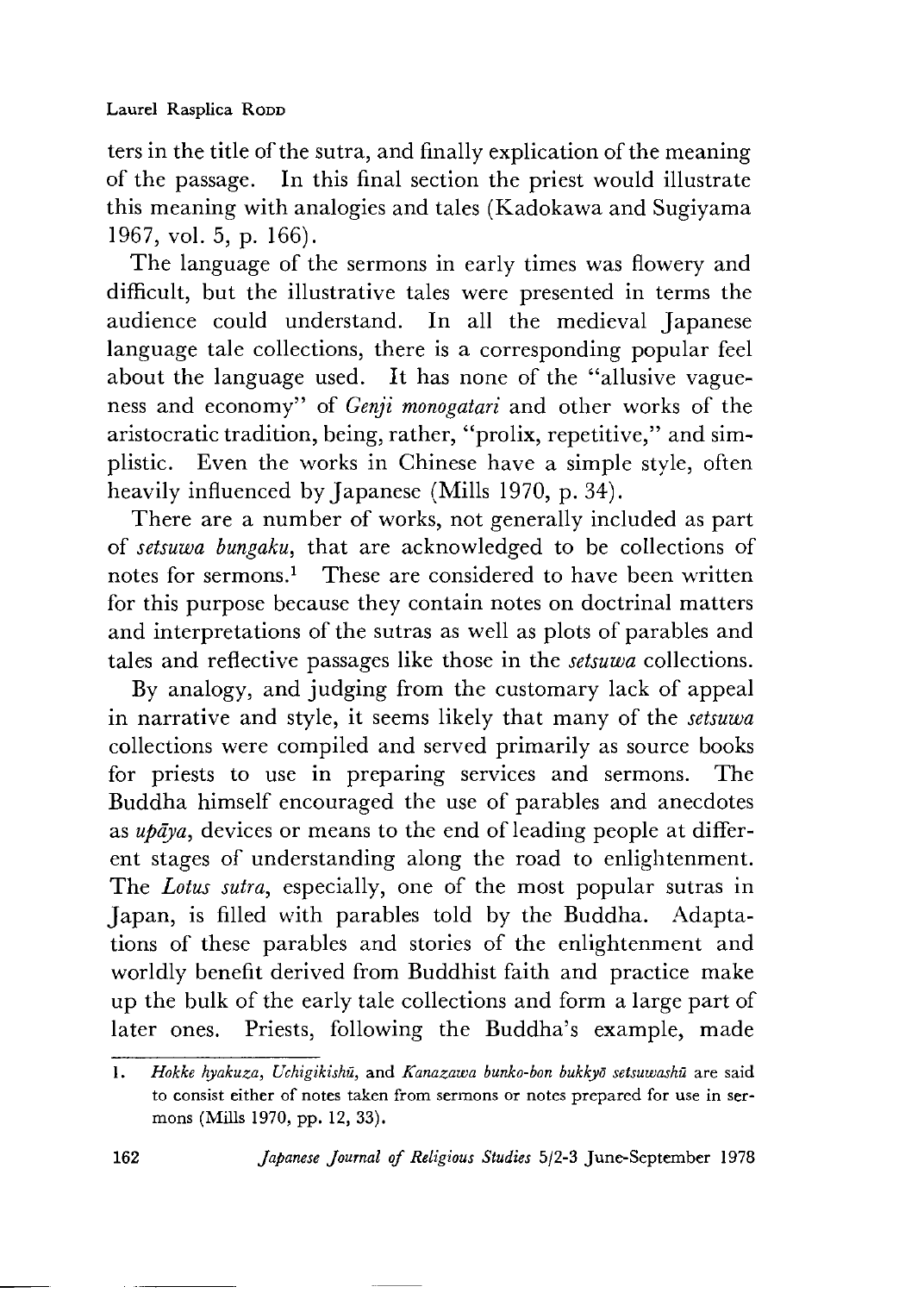ters in the title of the sutra, and finally explication of the meaning of the passage. In this final section the priest would illustrate this meaning with analogies and tales (Kadokawa and Sugiyama 1967, vol. 5, p. 166).

The language of the sermons in early times was flowery and difficult, but the illustrative tales were presented in terms the audience could understand. In all the medieval Japanese language tale collections, there is a corresponding popular feel about the language used. It has none of the "allusive vagueness and economy" of *Genji monogatari* and other works of the aristocratic tradition, being, rather, "prolix, repetitive," and simplistic. Even the works in Chinese have a simple style, often heavily influenced by Japanese (Mills 1970, p. 34).

There are a number of works, not generally included as part of *setsuwa bungaku*, that are acknowledged to be collections of notes for sermons.[1] These are considered to have been written for this purpose because they contain notes on doctrinal matters and interpretations of the sutras as well as plots of parables and tales and reflective passages like those in the *setsuwa* collections.

By analogy, and judging from the customary lack of appeal in narrative and style, it seems likely that many of the *setsuwa* collections were compiled and served primarily as source books for priests to use in preparing services and sermons. The Buddha himself encouraged the use of parables and anecdotes as *upāya*, devices or means to the end of leading people at different stages of understanding along the road to enlightenment. The *Lotus sutra*, especially, one of the most popular sutras in Japan, is filled with parables told by the Buddha. Adaptations of these parables and stories of the enlightenment and worldly benefit derived from Buddhist faith and practice make up the bulk of the early tale collections and form a large part of later ones. Priests, following the Buddha's example, made

1. *Hokke hyakuza*, *Uchigikishū*, and *Kanazawa bunko-bon bukkyō setsuwashū* are said to consist either of notes taken from sermons or notes prepared for use in sermons (Mills 1970, pp. 12, 33).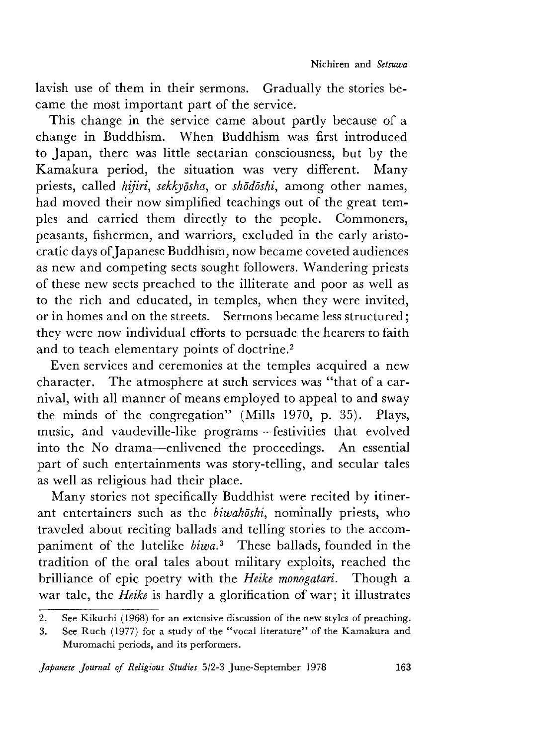lavish use of them in their sermons. Gradually the stories became the most important part of the service.

This change in the service came about partly because of a change in Buddhism. When Buddhism was first introduced to Japan, there was little sectarian consciousness, but by the Kamakura period, the situation was very different. Many priests, called *hijiri*, *sekkyōsha*, or *shōdōshi*, among other names, had moved their now simplified teachings out of the great temples and carried them directly to the people. Commoners, peasants, fishermen, and warriors, excluded in the early aristocratic days of Japanese Buddhism, now became coveted audiences as new and competing sects sought followers. Wandering priests of these new sects preached to the illiterate and poor as well as to the rich and educated, in temples, when they were invited, or in homes and on the streets. Sermons became less structured; they were now individual efforts to persuade the hearers to faith and to teach elementary points of doctrine.[2]

Even services and ceremonies at the temples acquired a new character. The atmosphere at such services was "that of a carnival, with all manner of means employed to appeal to and sway the minds of the congregation" (Mills 1970, p. 35). Plays, music, and vaudeville-like programs—festivities that evolved into the No drama—enlivened the proceedings. An essential part of such entertainments was story-telling, and secular tales as well as religious had their place.

Many stories not specifically Buddhist were recited by itinerant entertainers such as the *biwahōshi*, nominally priests, who traveled about reciting ballads and telling stories to the accompaniment of the lutelike *biwa*.[3] These ballads, founded in the tradition of the oral tales about military exploits, reached the brilliance of epic poetry with the *Heike monogatari*. Though a war tale, the *Heike* is hardly a glorification of war; it illustrates

2. See Kikuchi (1968) for an extensive discussion of the new styles of preaching.
3. See Ruch (1977) for a study of the "vocal literature" of the Kamakura and Muromachi periods, and its performers.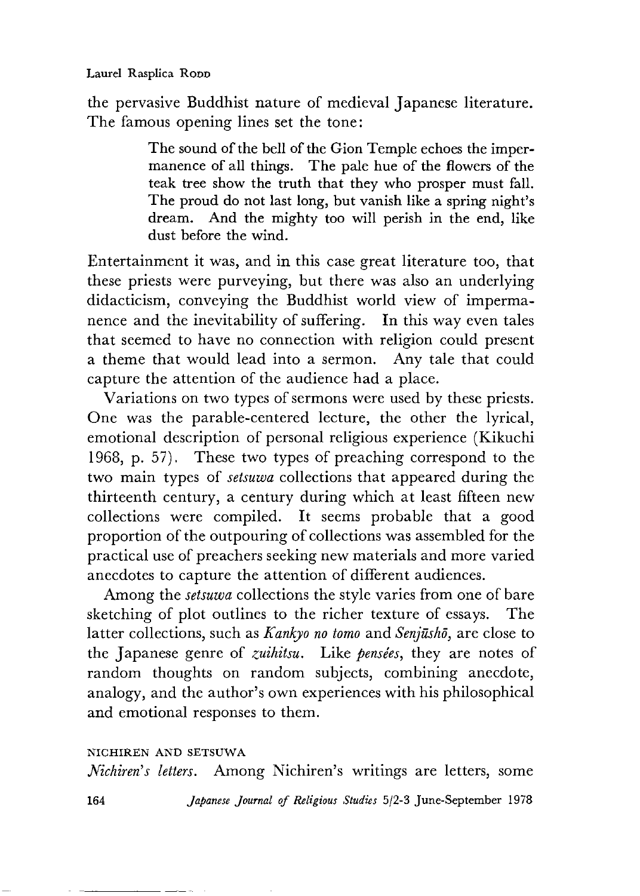the pervasive Buddhist nature of medieval Japanese literature. The famous opening lines set the tone:

> The sound of the bell of the Gion Temple echoes the impermanence of all things. The pale hue of the flowers of the teak tree show the truth that they who prosper must fall. The proud do not last long, but vanish like a spring night's dream. And the mighty too will perish in the end, like dust before the wind.

Entertainment it was, and in this case great literature too, that these priests were purveying, but there was also an underlying didacticism, conveying the Buddhist world view of impermanence and the inevitability of suffering. In this way even tales that seemed to have no connection with religion could present a theme that would lead into a sermon. Any tale that could capture the attention of the audience had a place.

Variations on two types of sermons were used by these priests. One was the parable-centered lecture, the other the lyrical, emotional description of personal religious experience (Kikuchi 1968, p. 57). These two types of preaching correspond to the two main types of *setsuwa* collections that appeared during the thirteenth century, a century during which at least fifteen new collections were compiled. It seems probable that a good proportion of the outpouring of collections was assembled for the practical use of preachers seeking new materials and more varied anecdotes to capture the attention of different audiences.

Among the *setsuwa* collections the style varies from one of bare sketching of plot outlines to the richer texture of essays. The latter collections, such as *Kankyo no tomo* and *Senjūshō,* are close to the Japanese genre of *zuihitsu.* Like *pensées,* they are notes of random thoughts on random subjects, combining anecdote, analogy, and the author's own experiences with his philosophical and emotional responses to them.

## NICHIREN AND SETSUWA

*Nichiren's letters.* Among Nichiren's writings are letters, some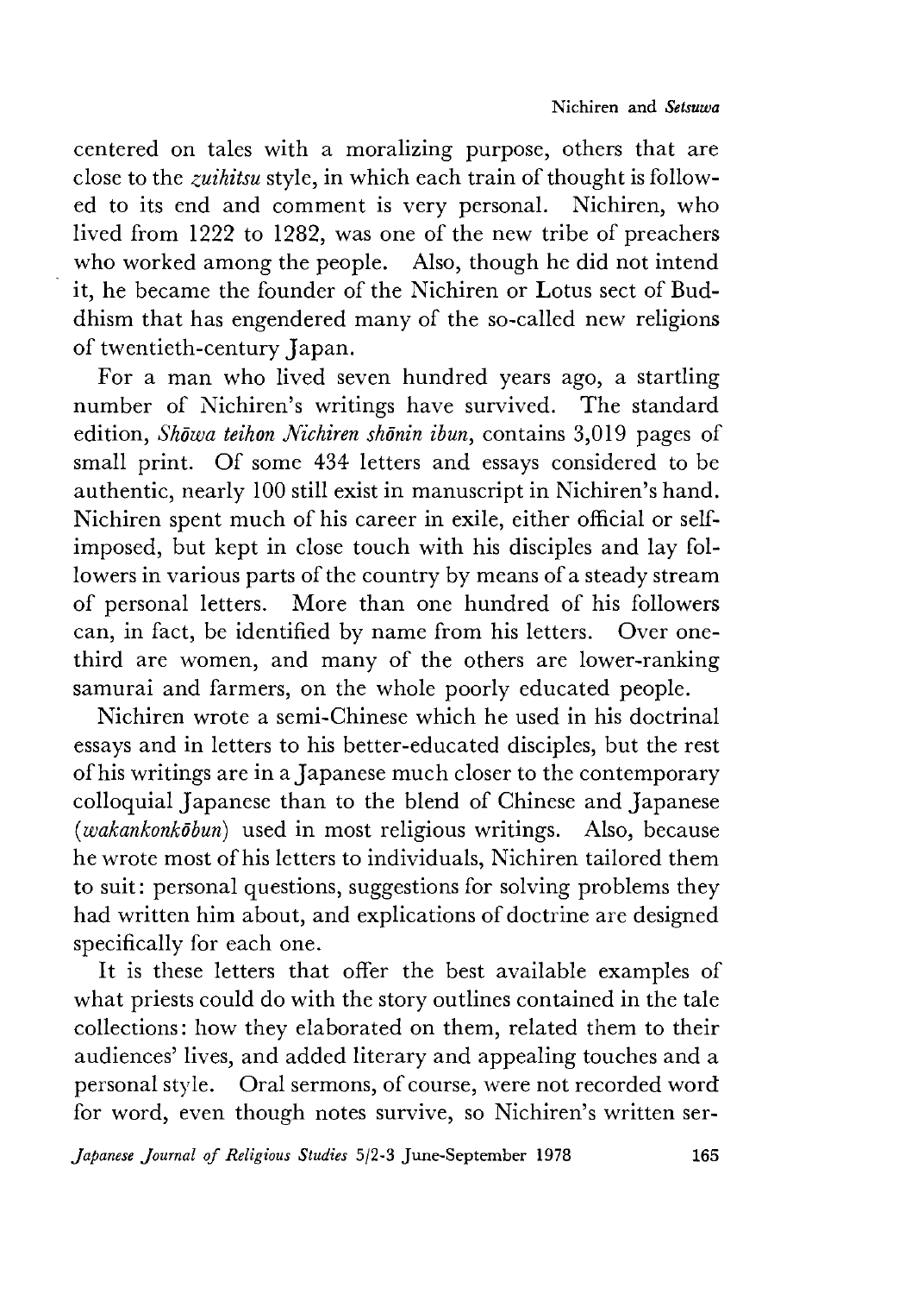centered on tales with a moralizing purpose, others that are close to the *zuihitsu* style, in which each train of thought is followed to its end and comment is very personal. Nichiren, who lived from 1222 to 1282, was one of the new tribe of preachers who worked among the people. Also, though he did not intend it, he became the founder of the Nichiren or Lotus sect of Buddhism that has engendered many of the so-called new religions of twentieth-century Japan.

For a man who lived seven hundred years ago, a startling number of Nichiren's writings have survived. The standard edition, *Shōwa teihon Nichiren shōnin ibun*, contains 3,019 pages of small print. Of some 434 letters and essays considered to be authentic, nearly 100 still exist in manuscript in Nichiren's hand. Nichiren spent much of his career in exile, either official or self-imposed, but kept in close touch with his disciples and lay followers in various parts of the country by means of a steady stream of personal letters. More than one hundred of his followers can, in fact, be identified by name from his letters. Over one-third are women, and many of the others are lower-ranking samurai and farmers, on the whole poorly educated people.

Nichiren wrote a semi-Chinese which he used in his doctrinal essays and in letters to his better-educated disciples, but the rest of his writings are in a Japanese much closer to the contemporary colloquial Japanese than to the blend of Chinese and Japanese (*wakankonkōbun*) used in most religious writings. Also, because he wrote most of his letters to individuals, Nichiren tailored them to suit: personal questions, suggestions for solving problems they had written him about, and explications of doctrine are designed specifically for each one.

It is these letters that offer the best available examples of what priests could do with the story outlines contained in the tale collections: how they elaborated on them, related them to their audiences' lives, and added literary and appealing touches and a personal style. Oral sermons, of course, were not recorded word for word, even though notes survive, so Nichiren's written ser-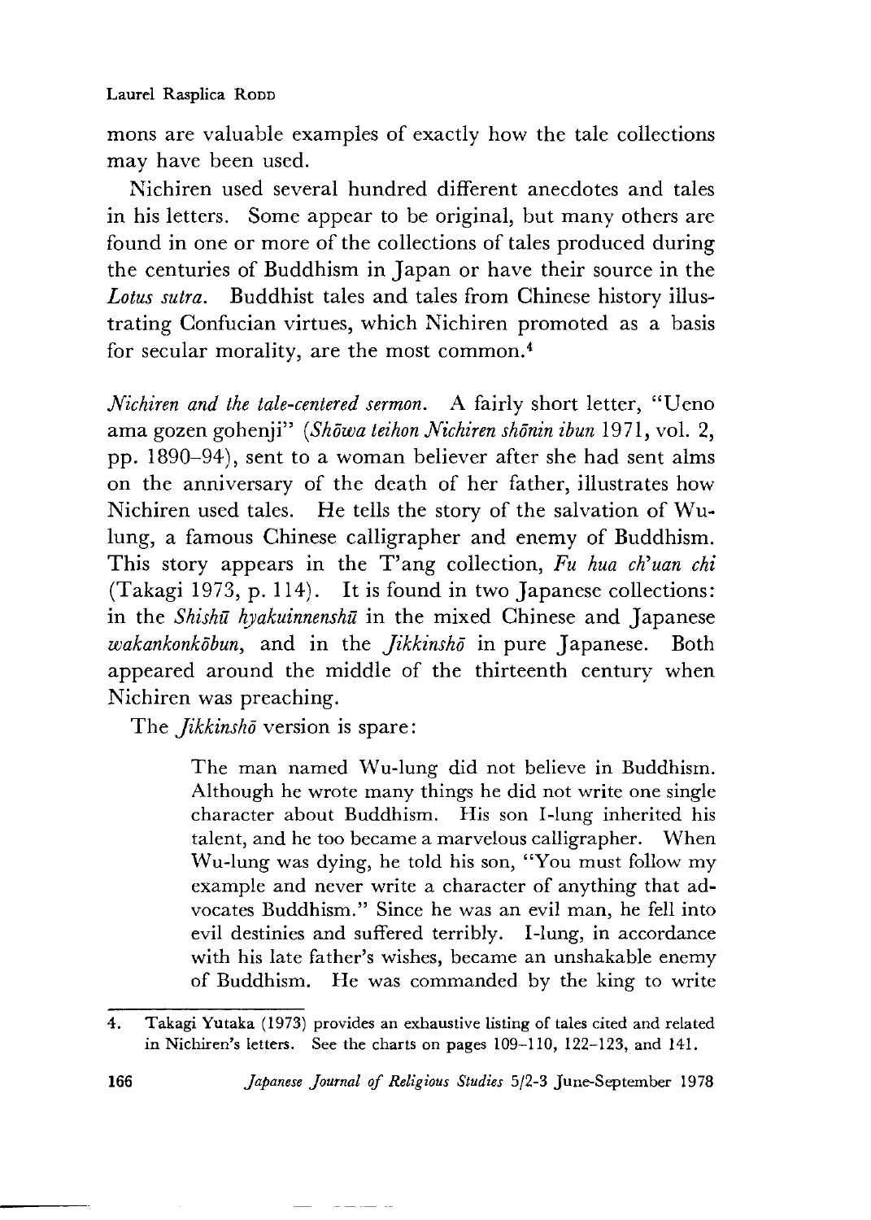mons are valuable examples of exactly how the tale collections may have been used.

Nichiren used several hundred different anecdotes and tales in his letters. Some appear to be original, but many others are found in one or more of the collections of tales produced during the centuries of Buddhism in Japan or have their source in the *Lotus sutra*. Buddhist tales and tales from Chinese history illustrating Confucian virtues, which Nichiren promoted as a basis for secular morality, are the most common.[4]

*Nichiren and the tale-centered sermon.* A fairly short letter, "Ueno ama gozen gohenji" (*Shōwa teihon Nichiren shōnin ibun* 1971, vol. 2, pp. 1890–94), sent to a woman believer after she had sent alms on the anniversary of the death of her father, illustrates how Nichiren used tales. He tells the story of the salvation of Wu-lung, a famous Chinese calligrapher and enemy of Buddhism. This story appears in the T'ang collection, *Fu hua ch'uan chi* (Takagi 1973, p. 114). It is found in two Japanese collections: in the *Shishū hyakuinnenshū* in the mixed Chinese and Japanese *wakankonkōbun*, and in the *Jikkinshō* in pure Japanese. Both appeared around the middle of the thirteenth century when Nichiren was preaching.

The *Jikkinshō* version is spare:

> The man named Wu-lung did not believe in Buddhism. Although he wrote many things he did not write one single character about Buddhism. His son I-lung inherited his talent, and he too became a marvelous calligrapher. When Wu-lung was dying, he told his son, "You must follow my example and never write a character of anything that advocates Buddhism." Since he was an evil man, he fell into evil destinies and suffered terribly. I-lung, in accordance with his late father's wishes, became an unshakable enemy of Buddhism. He was commanded by the king to write

4. Takagi Yutaka (1973) provides an exhaustive listing of tales cited and related in Nichiren's letters. See the charts on pages 109–110, 122–123, and 141.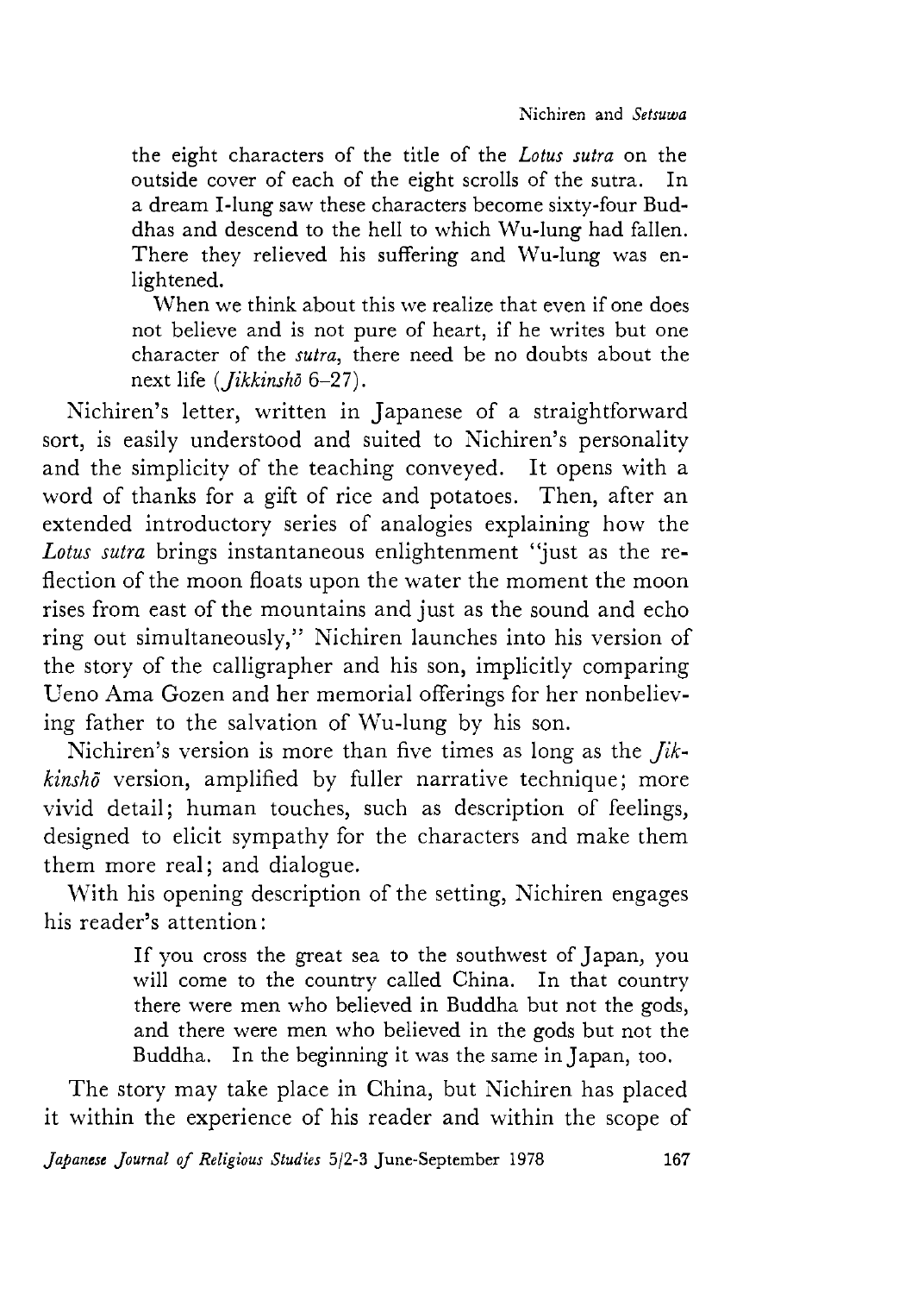> the eight characters of the title of the *Lotus sutra* on the outside cover of each of the eight scrolls of the sutra. In a dream I-lung saw these characters become sixty-four Buddhas and descend to the hell to which Wu-lung had fallen. There they relieved his suffering and Wu-lung was enlightened.
>
> When we think about this we realize that even if one does not believe and is not pure of heart, if he writes but one character of the *sutra*, there need be no doubts about the next life (*Jikkinshō* 6–27).

Nichiren's letter, written in Japanese of a straightforward sort, is easily understood and suited to Nichiren's personality and the simplicity of the teaching conveyed. It opens with a word of thanks for a gift of rice and potatoes. Then, after an extended introductory series of analogies explaining how the *Lotus sutra* brings instantaneous enlightenment "just as the reflection of the moon floats upon the water the moment the moon rises from east of the mountains and just as the sound and echo ring out simultaneously," Nichiren launches into his version of the story of the calligrapher and his son, implicitly comparing Ueno Ama Gozen and her memorial offerings for her nonbelieving father to the salvation of Wu-lung by his son.

Nichiren's version is more than five times as long as the *Jikkinshō* version, amplified by fuller narrative technique; more vivid detail; human touches, such as description of feelings, designed to elicit sympathy for the characters and make them them more real; and dialogue.

With his opening description of the setting, Nichiren engages his reader's attention:

> If you cross the great sea to the southwest of Japan, you will come to the country called China. In that country there were men who believed in Buddha but not the gods, and there were men who believed in the gods but not the Buddha. In the beginning it was the same in Japan, too.

The story may take place in China, but Nichiren has placed it within the experience of his reader and within the scope of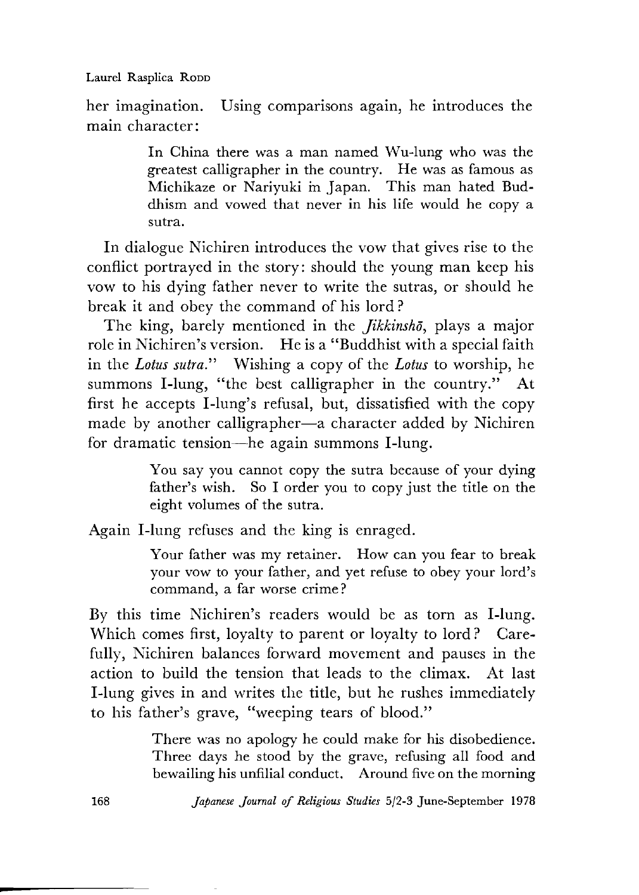her imagination. Using comparisons again, he introduces the main character:

> In China there was a man named Wu-lung who was the greatest calligrapher in the country. He was as famous as Michikaze or Nariyuki in Japan. This man hated Buddhism and vowed that never in his life would he copy a sutra.

In dialogue Nichiren introduces the vow that gives rise to the conflict portrayed in the story: should the young man keep his vow to his dying father never to write the sutras, or should he break it and obey the command of his lord?

The king, barely mentioned in the *Jikkinshō*, plays a major role in Nichiren's version. He is a "Buddhist with a special faith in the *Lotus sutra*." Wishing a copy of the *Lotus* to worship, he summons I-lung, "the best calligrapher in the country." At first he accepts I-lung's refusal, but, dissatisfied with the copy made by another calligrapher—a character added by Nichiren for dramatic tension—he again summons I-lung.

> You say you cannot copy the sutra because of your dying father's wish. So I order you to copy just the title on the eight volumes of the sutra.

Again I-lung refuses and the king is enraged.

> Your father was my retainer. How can you fear to break your vow to your father, and yet refuse to obey your lord's command, a far worse crime?

By this time Nichiren's readers would be as torn as I-lung. Which comes first, loyalty to parent or loyalty to lord? Carefully, Nichiren balances forward movement and pauses in the action to build the tension that leads to the climax. At last I-lung gives in and writes the title, but he rushes immediately to his father's grave, "weeping tears of blood."

> There was no apology he could make for his disobedience. Three days he stood by the grave, refusing all food and bewailing his unfilial conduct. Around five on the morning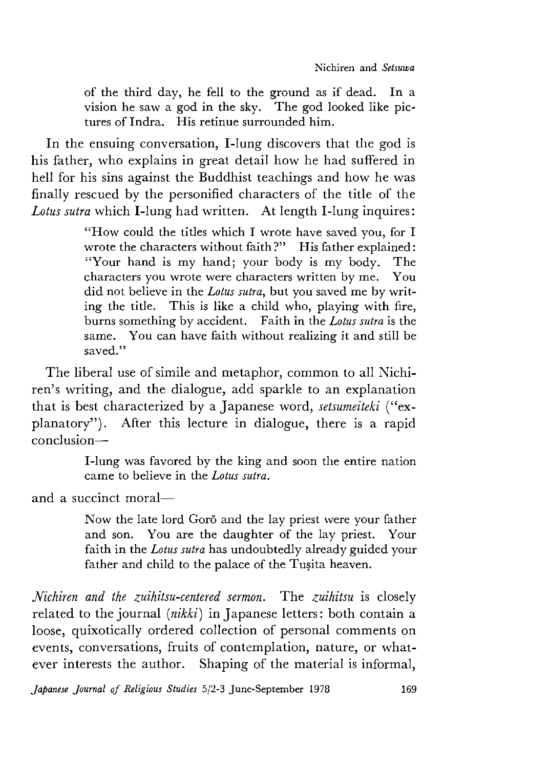> of the third day, he fell to the ground as if dead. In a vision he saw a god in the sky. The god looked like pictures of Indra. His retinue surrounded him.

In the ensuing conversation, I-lung discovers that the god is his father, who explains in great detail how he had suffered in hell for his sins against the Buddhist teachings and how he was finally rescued by the personified characters of the title of the *Lotus sutra* which I-lung had written. At length I-lung inquires:

> "How could the titles which I wrote have saved you, for I wrote the characters without faith?" His father explained: "Your hand is my hand; your body is my body. The characters you wrote were characters written by me. You did not believe in the *Lotus sutra*, but you saved me by writing the title. This is like a child who, playing with fire, burns something by accident. Faith in the *Lotus sutra* is the same. You can have faith without realizing it and still be saved."

The liberal use of simile and metaphor, common to all Nichiren's writing, and the dialogue, add sparkle to an explanation that is best characterized by a Japanese word, *setsumeiteki* ("explanatory"). After this lecture in dialogue, there is a rapid conclusion—

> I-lung was favored by the king and soon the entire nation came to believe in the *Lotus sutra*.

and a succinct moral—

> Now the late lord Gorō and the lay priest were your father and son. You are the daughter of the lay priest. Your faith in the *Lotus sutra* has undoubtedly already guided your father and child to the palace of the Tuṣita heaven.

*Nichiren and the zuihitsu-centered sermon.* The *zuihitsu* is closely related to the journal (*nikki*) in Japanese letters: both contain a loose, quixotically ordered collection of personal comments on events, conversations, fruits of contemplation, nature, or whatever interests the author. Shaping of the material is informal,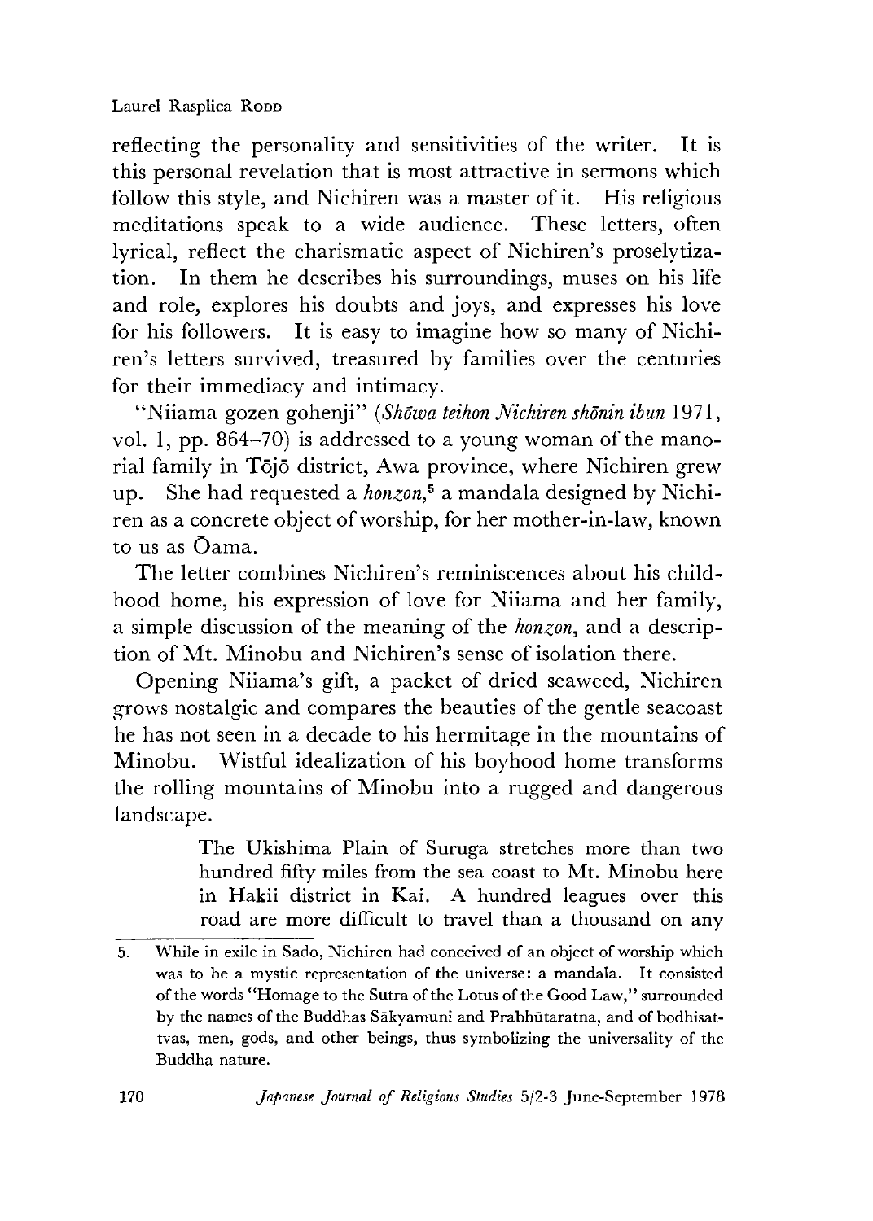reflecting the personality and sensitivities of the writer. It is this personal revelation that is most attractive in sermons which follow this style, and Nichiren was a master of it. His religious meditations speak to a wide audience. These letters, often lyrical, reflect the charismatic aspect of Nichiren's proselytization. In them he describes his surroundings, muses on his life and role, explores his doubts and joys, and expresses his love for his followers. It is easy to imagine how so many of Nichiren's letters survived, treasured by families over the centuries for their immediacy and intimacy.

"Niiama gozen gohenji" (*Shōwa teihon Nichiren shōnin ibun* 1971, vol. 1, pp. 864–70) is addressed to a young woman of the manorial family in Tōjō district, Awa province, where Nichiren grew up. She had requested a *honzon*,[5] a mandala designed by Nichiren as a concrete object of worship, for her mother-in-law, known to us as Ōama.

The letter combines Nichiren's reminiscences about his childhood home, his expression of love for Niiama and her family, a simple discussion of the meaning of the *honzon*, and a description of Mt. Minobu and Nichiren's sense of isolation there.

Opening Niiama's gift, a packet of dried seaweed, Nichiren grows nostalgic and compares the beauties of the gentle seacoast he has not seen in a decade to his hermitage in the mountains of Minobu. Wistful idealization of his boyhood home transforms the rolling mountains of Minobu into a rugged and dangerous landscape.

> The Ukishima Plain of Suruga stretches more than two hundred fifty miles from the sea coast to Mt. Minobu here in Hakii district in Kai. A hundred leagues over this road are more difficult to travel than a thousand on any

---

5. While in exile in Sado, Nichiren had conceived of an object of worship which was to be a mystic representation of the universe: a mandala. It consisted of the words "Homage to the Sutra of the Lotus of the Good Law," surrounded by the names of the Buddhas Sākyamuni and Prabhūtaratna, and of bodhisattvas, men, gods, and other beings, thus symbolizing the universality of the Buddha nature.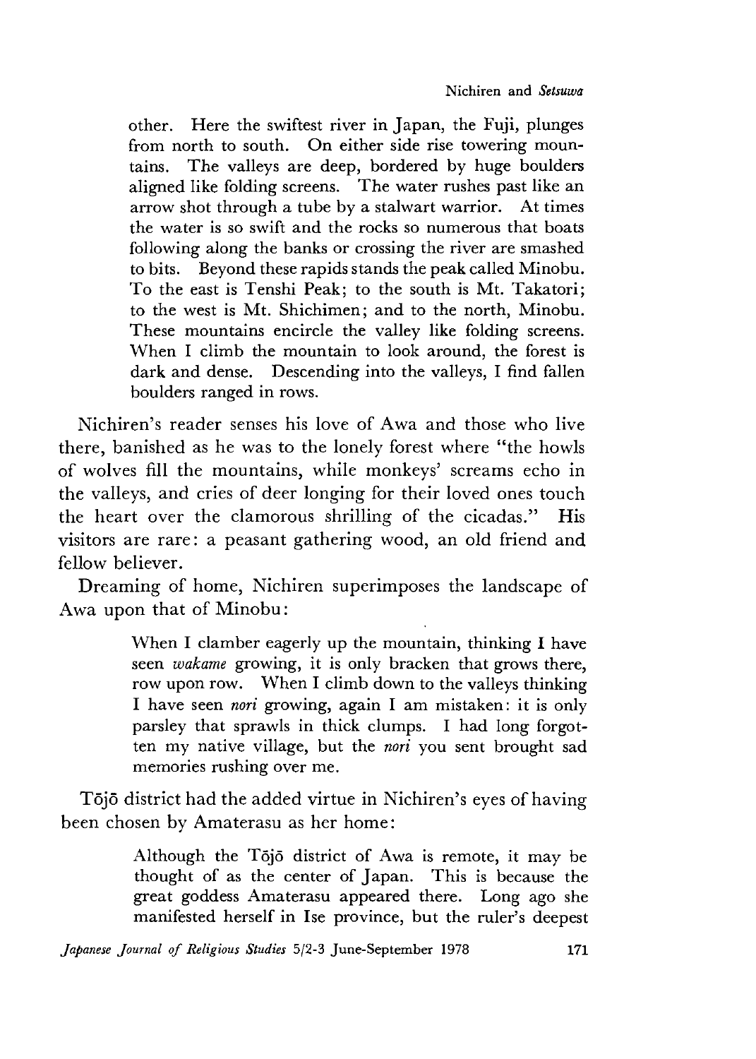> other. Here the swiftest river in Japan, the Fuji, plunges from north to south. On either side rise towering mountains. The valleys are deep, bordered by huge boulders aligned like folding screens. The water rushes past like an arrow shot through a tube by a stalwart warrior. At times the water is so swift and the rocks so numerous that boats following along the banks or crossing the river are smashed to bits. Beyond these rapids stands the peak called Minobu. To the east is Tenshi Peak; to the south is Mt. Takatori; to the west is Mt. Shichimen; and to the north, Minobu. These mountains encircle the valley like folding screens. When I climb the mountain to look around, the forest is dark and dense. Descending into the valleys, I find fallen boulders ranged in rows.

Nichiren's reader senses his love of Awa and those who live there, banished as he was to the lonely forest where "the howls of wolves fill the mountains, while monkeys' screams echo in the valleys, and cries of deer longing for their loved ones touch the heart over the clamorous shrilling of the cicadas." His visitors are rare: a peasant gathering wood, an old friend and fellow believer.

Dreaming of home, Nichiren superimposes the landscape of Awa upon that of Minobu:

> When I clamber eagerly up the mountain, thinking I have seen *wakame* growing, it is only bracken that grows there, row upon row. When I climb down to the valleys thinking I have seen *nori* growing, again I am mistaken: it is only parsley that sprawls in thick clumps. I had long forgotten my native village, but the *nori* you sent brought sad memories rushing over me.

Tōjō district had the added virtue in Nichiren's eyes of having been chosen by Amaterasu as her home:

> Although the Tōjō district of Awa is remote, it may be thought of as the center of Japan. This is because the great goddess Amaterasu appeared there. Long ago she manifested herself in Ise province, but the ruler's deepest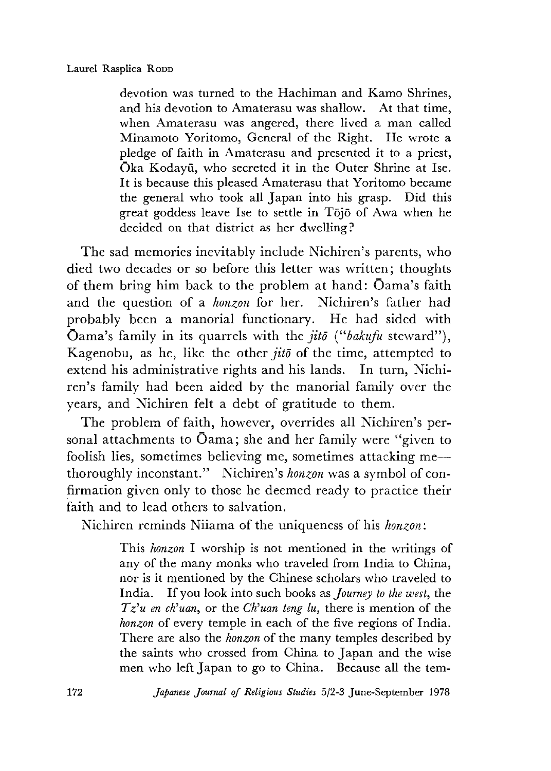> devotion was turned to the Hachiman and Kamo Shrines, and his devotion to Amaterasu was shallow. At that time, when Amaterasu was angered, there lived a man called Minamoto Yoritomo, General of the Right. He wrote a pledge of faith in Amaterasu and presented it to a priest, Ōka Kodayū, who secreted it in the Outer Shrine at Ise. It is because this pleased Amaterasu that Yoritomo became the general who took all Japan into his grasp. Did this great goddess leave Ise to settle in Tōjō of Awa when he decided on that district as her dwelling?

The sad memories inevitably include Nichiren's parents, who died two decades or so before this letter was written; thoughts of them bring him back to the problem at hand: Ōama's faith and the question of a *honzon* for her. Nichiren's father had probably been a manorial functionary. He had sided with Ōama's family in its quarrels with the *jitō* ("*bakufu* steward"), Kagenobu, as he, like the other *jitō* of the time, attempted to extend his administrative rights and his lands. In turn, Nichiren's family had been aided by the manorial family over the years, and Nichiren felt a debt of gratitude to them.

The problem of faith, however, overrides all Nichiren's personal attachments to Ōama; she and her family were "given to foolish lies, sometimes believing me, sometimes attacking me—thoroughly inconstant." Nichiren's *honzon* was a symbol of confirmation given only to those he deemed ready to practice their faith and to lead others to salvation.

Nichiren reminds Niiama of the uniqueness of his *honzon*:

> This *honzon* I worship is not mentioned in the writings of any of the many monks who traveled from India to China, nor is it mentioned by the Chinese scholars who traveled to India. If you look into such books as *Journey to the west*, the *Tz'u en ch'uan*, or the *Ch'uan teng lu*, there is mention of the *honzon* of every temple in each of the five regions of India. There are also the *honzon* of the many temples described by the saints who crossed from China to Japan and the wise men who left Japan to go to China. Because all the tem-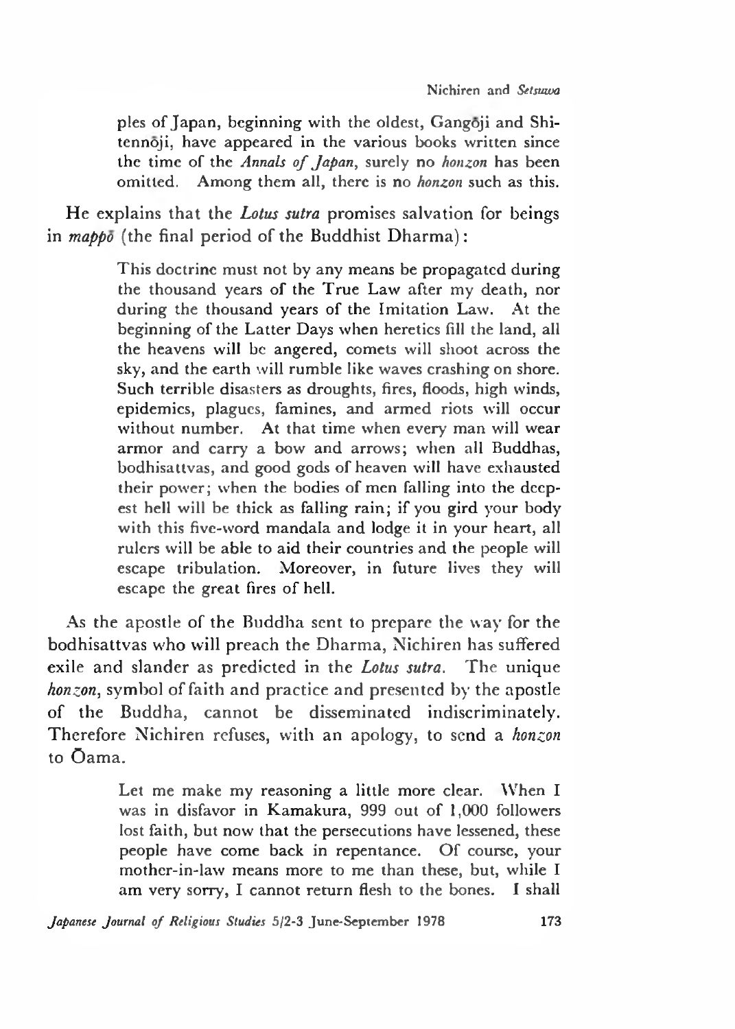ples of Japan, beginning with the oldest, Gangōji and Shitennōji, have appeared in the various books written since the time of the *Annals of Japan*, surely no *honzon* has been omitted. Among them all, there is no *honzon* such as this.

He explains that the *Lotus sutra* promises salvation for beings in *mappō* (the final period of the Buddhist Dharma):

> This doctrine must not by any means be propagated during the thousand years of the True Law after my death, nor during the thousand years of the Imitation Law. At the beginning of the Latter Days when heretics fill the land, all the heavens will be angered, comets will shoot across the sky, and the earth will rumble like waves crashing on shore. Such terrible disasters as droughts, fires, floods, high winds, epidemics, plagues, famines, and armed riots will occur without number. At that time when every man will wear armor and carry a bow and arrows; when all Buddhas, bodhisattvas, and good gods of heaven will have exhausted their power; when the bodies of men falling into the deepest hell will be thick as falling rain; if you gird your body with this five-word mandala and lodge it in your heart, all rulers will be able to aid their countries and the people will escape tribulation. Moreover, in future lives they will escape the great fires of hell.

As the apostle of the Buddha sent to prepare the way for the bodhisattvas who will preach the Dharma, Nichiren has suffered exile and slander as predicted in the *Lotus sutra*. The unique *honzon*, symbol of faith and practice and presented by the apostle of the Buddha, cannot be disseminated indiscriminately. Therefore Nichiren refuses, with an apology, to send a *honzon* to Ōama.

> Let me make my reasoning a little more clear. When I was in disfavor in Kamakura, 999 out of 1,000 followers lost faith, but now that the persecutions have lessened, these people have come back in repentance. Of course, your mother-in-law means more to me than these, but, while I am very sorry, I cannot return flesh to the bones. I shall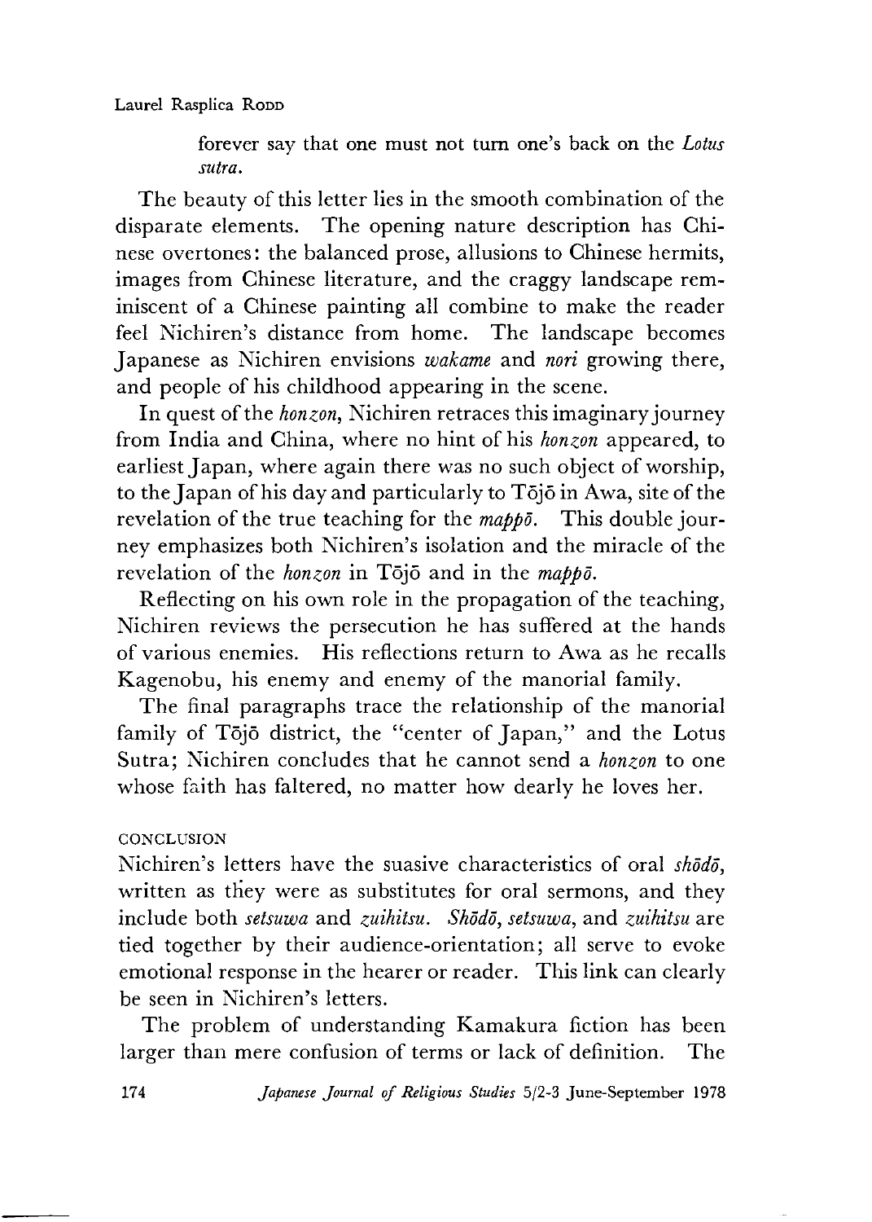> forever say that one must not turn one's back on the *Lotus sutra*.

The beauty of this letter lies in the smooth combination of the disparate elements. The opening nature description has Chinese overtones: the balanced prose, allusions to Chinese hermits, images from Chinese literature, and the craggy landscape reminiscent of a Chinese painting all combine to make the reader feel Nichiren's distance from home. The landscape becomes Japanese as Nichiren envisions *wakame* and *nori* growing there, and people of his childhood appearing in the scene.

In quest of the *honzon*, Nichiren retraces this imaginary journey from India and China, where no hint of his *honzon* appeared, to earliest Japan, where again there was no such object of worship, to the Japan of his day and particularly to Tōjō in Awa, site of the revelation of the true teaching for the *mappō*. This double journey emphasizes both Nichiren's isolation and the miracle of the revelation of the *honzon* in Tōjō and in the *mappō*.

Reflecting on his own role in the propagation of the teaching, Nichiren reviews the persecution he has suffered at the hands of various enemies. His reflections return to Awa as he recalls Kagenobu, his enemy and enemy of the manorial family.

The final paragraphs trace the relationship of the manorial family of Tōjō district, the "center of Japan," and the Lotus Sutra; Nichiren concludes that he cannot send a *honzon* to one whose faith has faltered, no matter how dearly he loves her.

## CONCLUSION

Nichiren's letters have the suasive characteristics of oral *shōdō*, written as they were as substitutes for oral sermons, and they include both *setsuwa* and *zuihitsu*. *Shōdō*, *setsuwa*, and *zuihitsu* are tied together by their audience-orientation; all serve to evoke emotional response in the hearer or reader. This link can clearly be seen in Nichiren's letters.

The problem of understanding Kamakura fiction has been larger than mere confusion of terms or lack of definition. The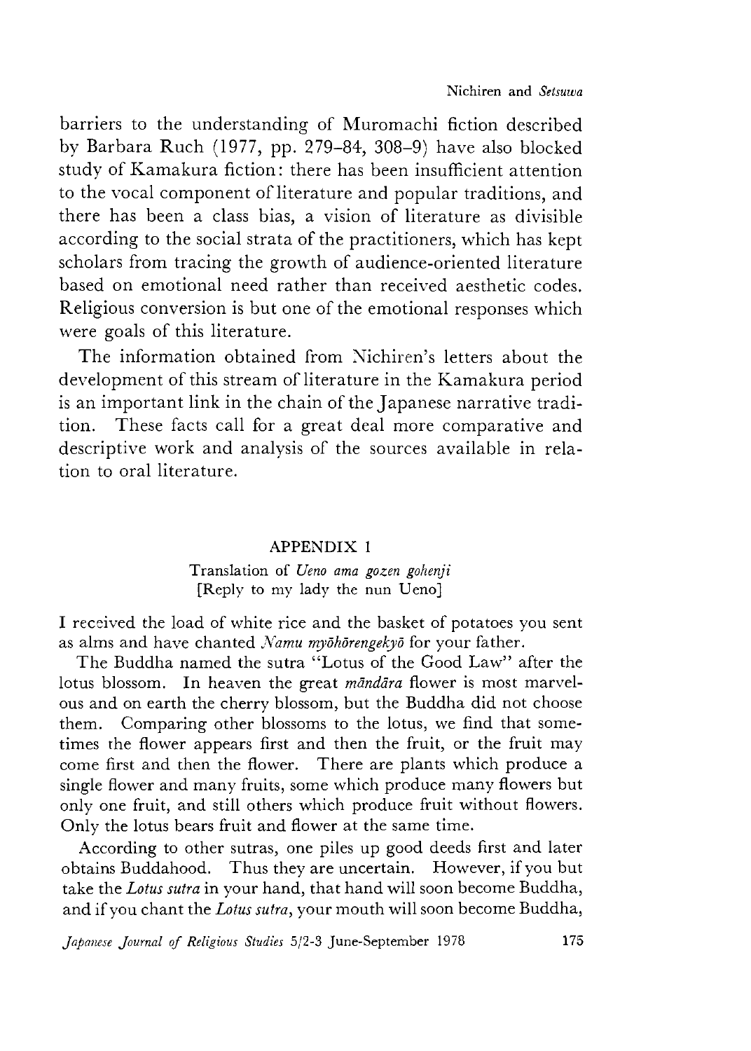barriers to the understanding of Muromachi fiction described by Barbara Ruch (1977, pp. 279–84, 308–9) have also blocked study of Kamakura fiction: there has been insufficient attention to the vocal component of literature and popular traditions, and there has been a class bias, a vision of literature as divisible according to the social strata of the practitioners, which has kept scholars from tracing the growth of audience-oriented literature based on emotional need rather than received aesthetic codes. Religious conversion is but one of the emotional responses which were goals of this literature.

The information obtained from Nichiren's letters about the development of this stream of literature in the Kamakura period is an important link in the chain of the Japanese narrative tradition. These facts call for a great deal more comparative and descriptive work and analysis of the sources available in relation to oral literature.

## APPENDIX 1

### Translation of *Ueno ama gozen gohenji* [Reply to my lady the nun Ueno]

I received the load of white rice and the basket of potatoes you sent as alms and have chanted *Namu myōhōrengekyō* for your father.

The Buddha named the sutra "Lotus of the Good Law" after the lotus blossom. In heaven the great *māndāra* flower is most marvelous and on earth the cherry blossom, but the Buddha did not choose them. Comparing other blossoms to the lotus, we find that sometimes the flower appears first and then the fruit, or the fruit may come first and then the flower. There are plants which produce a single flower and many fruits, some which produce many flowers but only one fruit, and still others which produce fruit without flowers. Only the lotus bears fruit and flower at the same time.

According to other sutras, one piles up good deeds first and later obtains Buddhahood. Thus they are uncertain. However, if you but take the *Lotus sutra* in your hand, that hand will soon become Buddha, and if you chant the *Lotus sutra*, your mouth will soon become Buddha,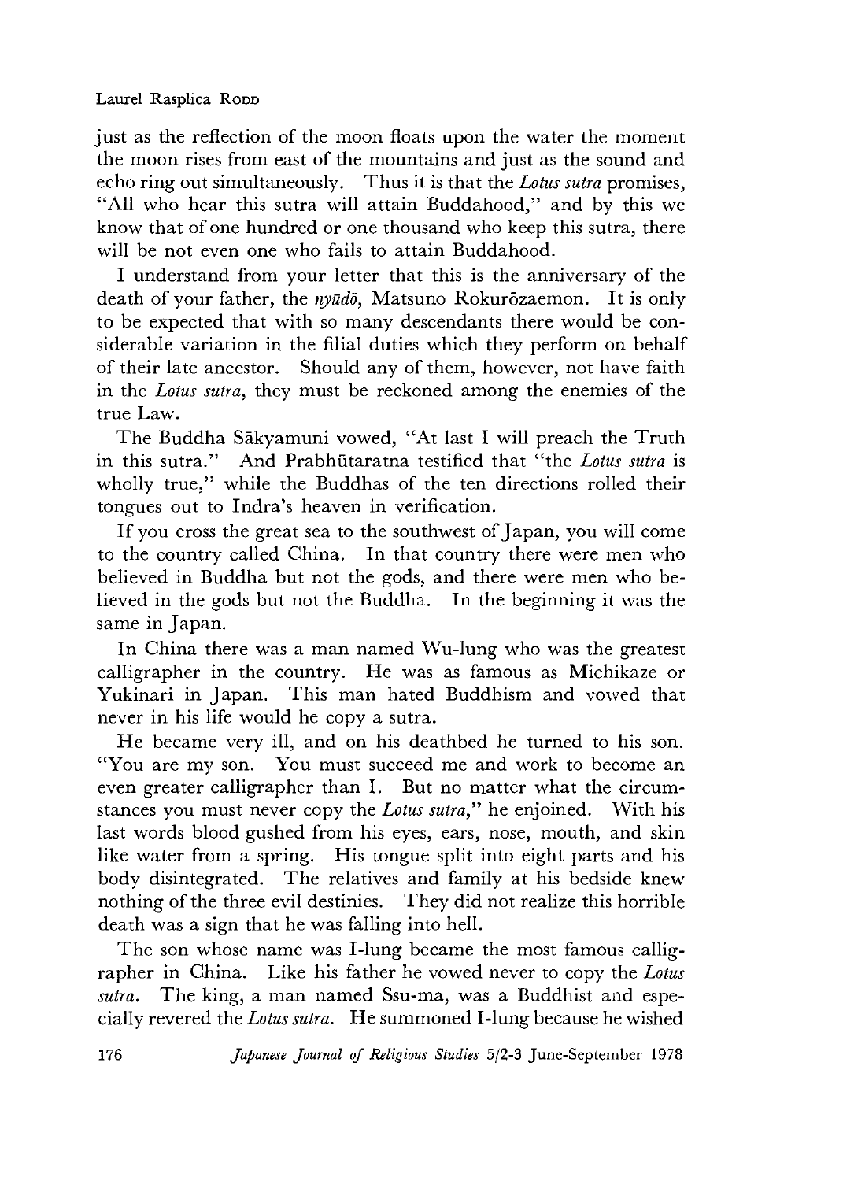just as the reflection of the moon floats upon the water the moment the moon rises from east of the mountains and just as the sound and echo ring out simultaneously. Thus it is that the *Lotus sutra* promises, "All who hear this sutra will attain Buddahood," and by this we know that of one hundred or one thousand who keep this sutra, there will be not even one who fails to attain Buddahood.

I understand from your letter that this is the anniversary of the death of your father, the *nyūdō*, Matsuno Rokurōzaemon. It is only to be expected that with so many descendants there would be considerable variation in the filial duties which they perform on behalf of their late ancestor. Should any of them, however, not have faith in the *Lotus sutra*, they must be reckoned among the enemies of the true Law.

The Buddha Sākyamuni vowed, "At last I will preach the Truth in this sutra." And Prabhūtaratna testified that "the *Lotus sutra* is wholly true," while the Buddhas of the ten directions rolled their tongues out to Indra's heaven in verification.

If you cross the great sea to the southwest of Japan, you will come to the country called China. In that country there were men who believed in Buddha but not the gods, and there were men who believed in the gods but not the Buddha. In the beginning it was the same in Japan.

In China there was a man named Wu-lung who was the greatest calligrapher in the country. He was as famous as Michikaze or Yukinari in Japan. This man hated Buddhism and vowed that never in his life would he copy a sutra.

He became very ill, and on his deathbed he turned to his son. "You are my son. You must succeed me and work to become an even greater calligrapher than I. But no matter what the circumstances you must never copy the *Lotus sutra*," he enjoined. With his last words blood gushed from his eyes, ears, nose, mouth, and skin like water from a spring. His tongue split into eight parts and his body disintegrated. The relatives and family at his bedside knew nothing of the three evil destinies. They did not realize this horrible death was a sign that he was falling into hell.

The son whose name was I-lung became the most famous calligrapher in China. Like his father he vowed never to copy the *Lotus sutra*. The king, a man named Ssu-ma, was a Buddhist and especially revered the *Lotus sutra*. He summoned I-lung because he wished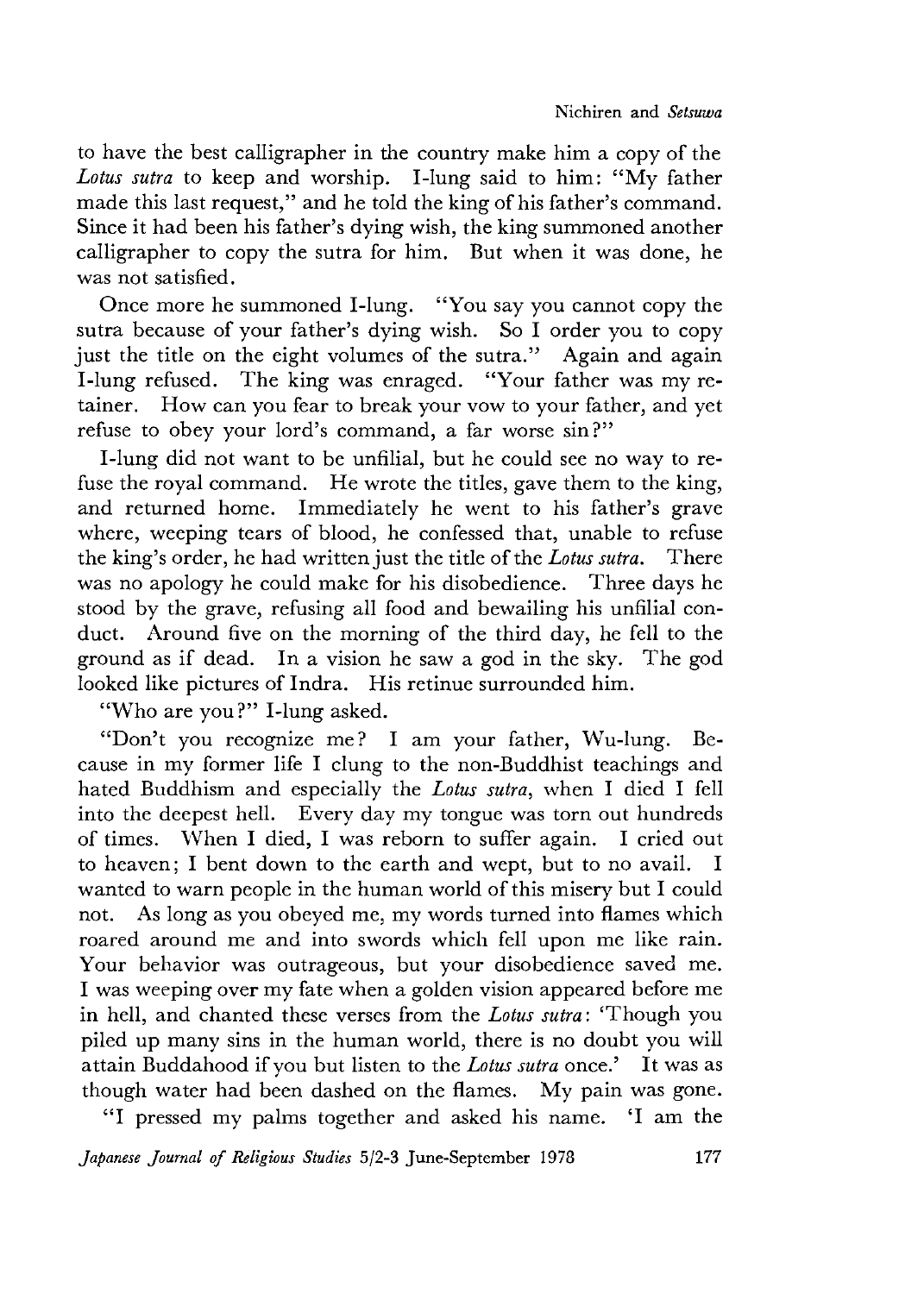to have the best calligrapher in the country make him a copy of the *Lotus sutra* to keep and worship. I-lung said to him: "My father made this last request," and he told the king of his father's command. Since it had been his father's dying wish, the king summoned another calligrapher to copy the sutra for him. But when it was done, he was not satisfied.

Once more he summoned I-lung. "You say you cannot copy the sutra because of your father's dying wish. So I order you to copy just the title on the eight volumes of the sutra." Again and again I-lung refused. The king was enraged. "Your father was my retainer. How can you fear to break your vow to your father, and yet refuse to obey your lord's command, a far worse sin?"

I-lung did not want to be unfilial, but he could see no way to refuse the royal command. He wrote the titles, gave them to the king, and returned home. Immediately he went to his father's grave where, weeping tears of blood, he confessed that, unable to refuse the king's order, he had written just the title of the *Lotus sutra*. There was no apology he could make for his disobedience. Three days he stood by the grave, refusing all food and bewailing his unfilial conduct. Around five on the morning of the third day, he fell to the ground as if dead. In a vision he saw a god in the sky. The god looked like pictures of Indra. His retinue surrounded him.

"Who are you?" I-lung asked.

"Don't you recognize me? I am your father, Wu-lung. Because in my former life I clung to the non-Buddhist teachings and hated Buddhism and especially the *Lotus sutra*, when I died I fell into the deepest hell. Every day my tongue was torn out hundreds of times. When I died, I was reborn to suffer again. I cried out to heaven; I bent down to the earth and wept, but to no avail. I wanted to warn people in the human world of this misery but I could not. As long as you obeyed me, my words turned into flames which roared around me and into swords which fell upon me like rain. Your behavior was outrageous, but your disobedience saved me. I was weeping over my fate when a golden vision appeared before me in hell, and chanted these verses from the *Lotus sutra*: 'Though you piled up many sins in the human world, there is no doubt you will attain Buddhahood if you but listen to the *Lotus sutra* once.' It was as though water had been dashed on the flames. My pain was gone.

"I pressed my palms together and asked his name. 'I am the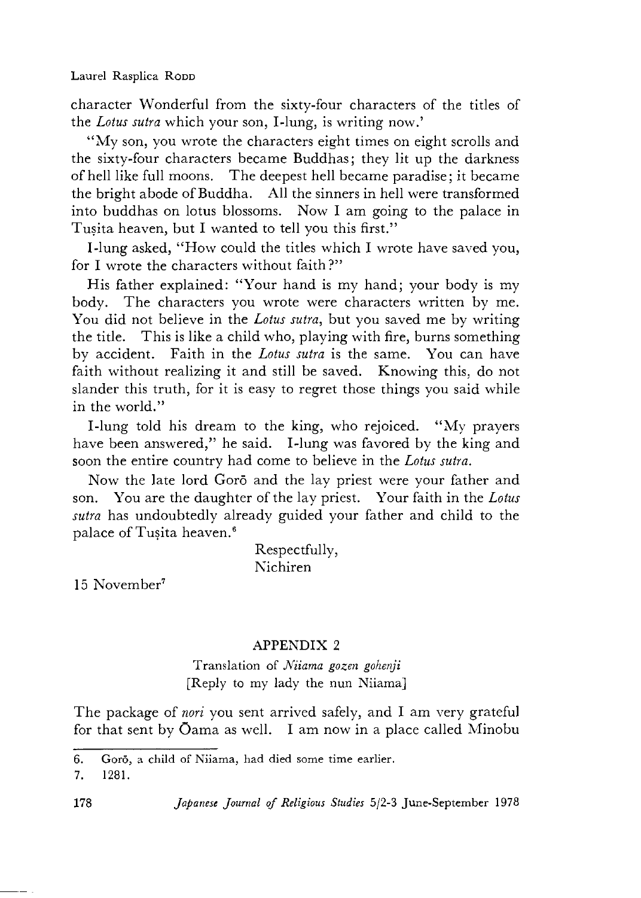character Wonderful from the sixty-four characters of the titles of the *Lotus sutra* which your son, I-lung, is writing now.'

"My son, you wrote the characters eight times on eight scrolls and the sixty-four characters became Buddhas; they lit up the darkness of hell like full moons. The deepest hell became paradise; it became the bright abode of Buddha. All the sinners in hell were transformed into buddhas on lotus blossoms. Now I am going to the palace in Tuṣita heaven, but I wanted to tell you this first."

I-lung asked, "How could the titles which I wrote have saved you, for I wrote the characters without faith?"

His father explained: "Your hand is my hand; your body is my body. The characters you wrote were characters written by me. You did not believe in the *Lotus sutra*, but you saved me by writing the title. This is like a child who, playing with fire, burns something by accident. Faith in the *Lotus sutra* is the same. You can have faith without realizing it and still be saved. Knowing this, do not slander this truth, for it is easy to regret those things you said while in the world."

I-lung told his dream to the king, who rejoiced. "My prayers have been answered," he said. I-lung was favored by the king and soon the entire country had come to believe in the *Lotus sutra*.

Now the late lord Gorō and the lay priest were your father and son. You are the daughter of the lay priest. Your faith in the *Lotus sutra* has undoubtedly already guided your father and child to the palace of Tuṣita heaven.[6]

Respectfully,
Nichiren

15 November[7]

## APPENDIX 2

Translation of *Niiama gozen gohenji*
[Reply to my lady the nun Niiama]

The package of *nori* you sent arrived safely, and I am very grateful for that sent by Ōama as well. I am now in a place called Minobu

6. Gorō, a child of Niiama, had died some time earlier.
7. 1281.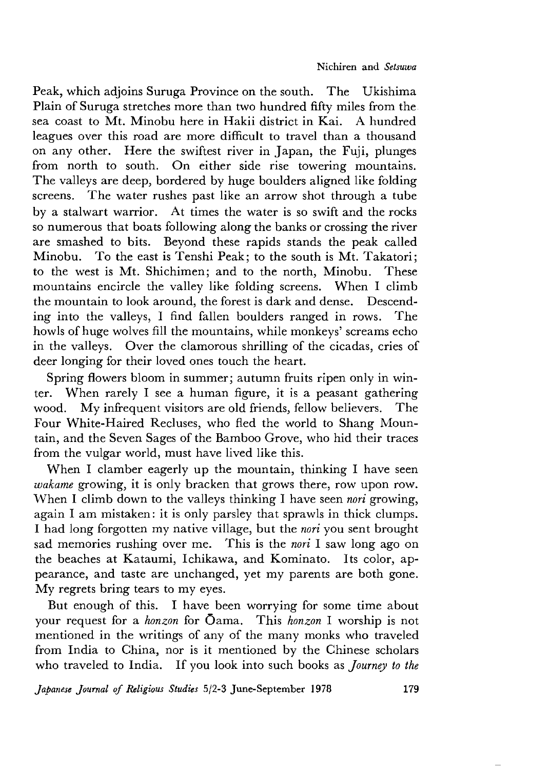Peak, which adjoins Suruga Province on the south. The Ukishima Plain of Suruga stretches more than two hundred fifty miles from the sea coast to Mt. Minobu here in Hakii district in Kai. A hundred leagues over this road are more difficult to travel than a thousand on any other. Here the swiftest river in Japan, the Fuji, plunges from north to south. On either side rise towering mountains. The valleys are deep, bordered by huge boulders aligned like folding screens. The water rushes past like an arrow shot through a tube by a stalwart warrior. At times the water is so swift and the rocks so numerous that boats following along the banks or crossing the river are smashed to bits. Beyond these rapids stands the peak called Minobu. To the east is Tenshi Peak; to the south is Mt. Takatori; to the west is Mt. Shichimen; and to the north, Minobu. These mountains encircle the valley like folding screens. When I climb the mountain to look around, the forest is dark and dense. Descending into the valleys, I find fallen boulders ranged in rows. The howls of huge wolves fill the mountains, while monkeys' screams echo in the valleys. Over the clamorous shrilling of the cicadas, cries of deer longing for their loved ones touch the heart.

Spring flowers bloom in summer; autumn fruits ripen only in winter. When rarely I see a human figure, it is a peasant gathering wood. My infrequent visitors are old friends, fellow believers. The Four White-Haired Recluses, who fled the world to Shang Mountain, and the Seven Sages of the Bamboo Grove, who hid their traces from the vulgar world, must have lived like this.

When I clamber eagerly up the mountain, thinking I have seen *wakame* growing, it is only bracken that grows there, row upon row. When I climb down to the valleys thinking I have seen *nori* growing, again I am mistaken: it is only parsley that sprawls in thick clumps. I had long forgotten my native village, but the *nori* you sent brought sad memories rushing over me. This is the *nori* I saw long ago on the beaches at Kataumi, Ichikawa, and Kominato. Its color, appearance, and taste are unchanged, yet my parents are both gone. My regrets bring tears to my eyes.

But enough of this. I have been worrying for some time about your request for a *honzon* for Ōama. This *honzon* I worship is not mentioned in the writings of any of the many monks who traveled from India to China, nor is it mentioned by the Chinese scholars who traveled to India. If you look into such books as *Journey to the*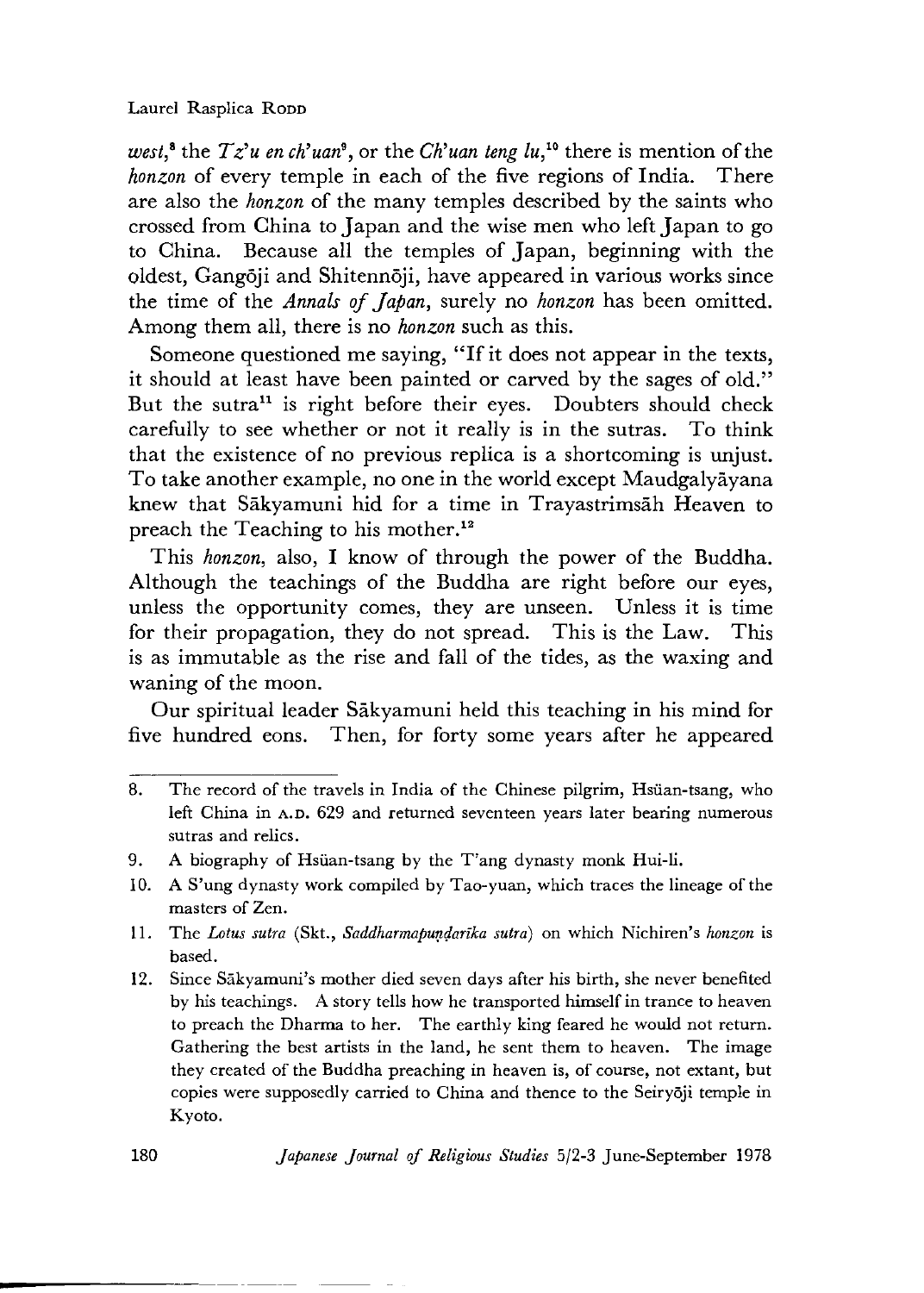*west*,[8] the *Tz'u en ch'uan*[9], or the *Ch'uan teng lu*,[10] there is mention of the *honzon* of every temple in each of the five regions of India. There are also the *honzon* of the many temples described by the saints who crossed from China to Japan and the wise men who left Japan to go to China. Because all the temples of Japan, beginning with the oldest, Gangōji and Shitennōji, have appeared in various works since the time of the *Annals of Japan*, surely no *honzon* has been omitted. Among them all, there is no *honzon* such as this.

Someone questioned me saying, "If it does not appear in the texts, it should at least have been painted or carved by the sages of old." But the sutra[11] is right before their eyes. Doubters should check carefully to see whether or not it really is in the sutras. To think that the existence of no previous replica is a shortcoming is unjust. To take another example, no one in the world except Maudgalyāyana knew that Sākyamuni hid for a time in Trayastrimsāh Heaven to preach the Teaching to his mother.[12]

This *honzon*, also, I know of through the power of the Buddha. Although the teachings of the Buddha are right before our eyes, unless the opportunity comes, they are unseen. Unless it is time for their propagation, they do not spread. This is the Law. This is as immutable as the rise and fall of the tides, as the waxing and waning of the moon.

Our spiritual leader Sākyamuni held this teaching in his mind for five hundred eons. Then, for forty some years after he appeared

---

8. The record of the travels in India of the Chinese pilgrim, Hsüan-tsang, who left China in A.D. 629 and returned seventeen years later bearing numerous sutras and relics.
9. A biography of Hsüan-tsang by the T'ang dynasty monk Hui-li.
10. A S'ung dynasty work compiled by Tao-yuan, which traces the lineage of the masters of Zen.
11. The *Lotus sutra* (Skt., *Saddharmapuṇḍarīka sutra*) on which Nichiren's *honzon* is based.
12. Since Sākyamuni's mother died seven days after his birth, she never benefited by his teachings. A story tells how he transported himself in trance to heaven to preach the Dharma to her. The earthly king feared he would not return. Gathering the best artists in the land, he sent them to heaven. The image they created of the Buddha preaching in heaven is, of course, not extant, but copies were supposedly carried to China and thence to the Seiryōji temple in Kyoto.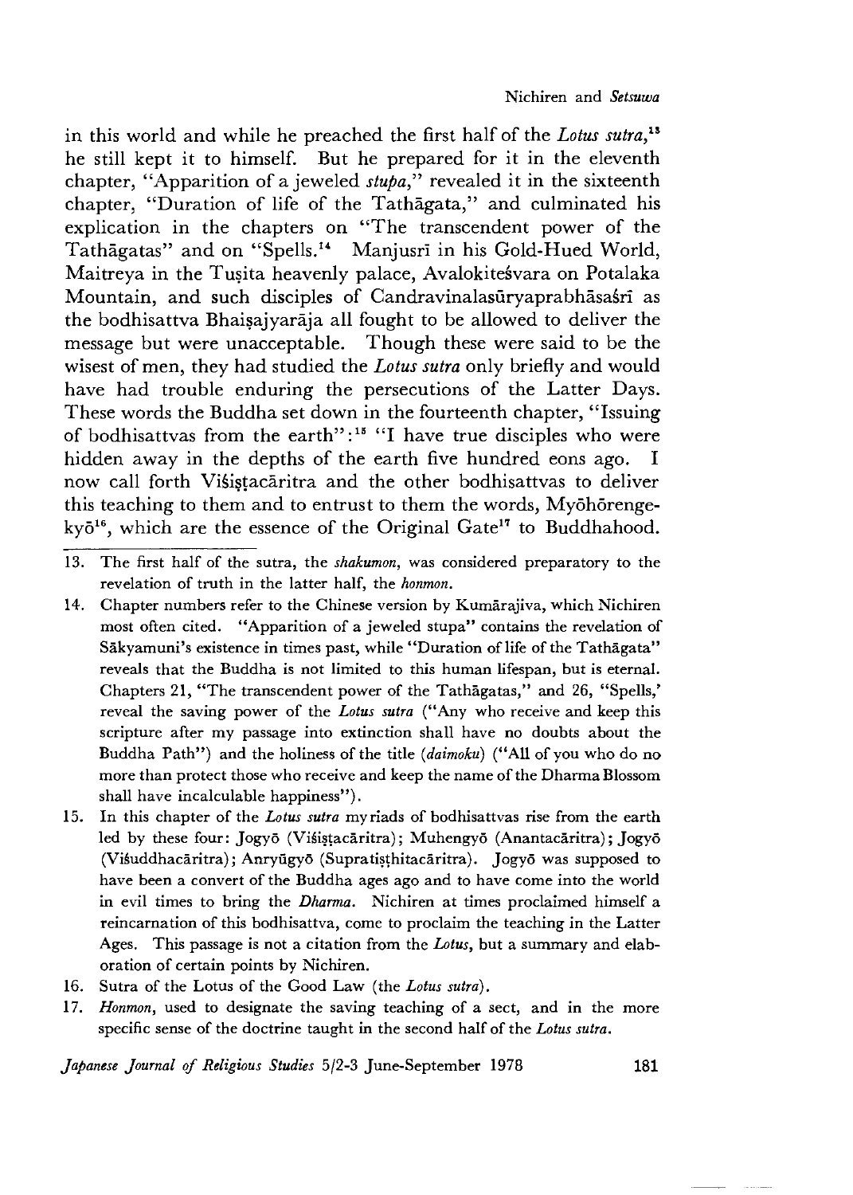in this world and while he preached the first half of the *Lotus sutra*,[13] he still kept it to himself. But he prepared for it in the eleventh chapter, "Apparition of a jeweled *stupa*," revealed it in the sixteenth chapter, "Duration of life of the Tathāgata," and culminated his explication in the chapters on "The transcendent power of the Tathāgatas" and on "Spells.[14] Manjusrī in his Gold-Hued World, Maitreya in the Tuṣita heavenly palace, Avalokiteśvara on Potalaka Mountain, and such disciples of Candravinalasūryaprabhāsaśrī as the bodhisattva Bhaiṣajyarāja all fought to be allowed to deliver the message but were unacceptable. Though these were said to be the wisest of men, they had studied the *Lotus sutra* only briefly and would have had trouble enduring the persecutions of the Latter Days. These words the Buddha set down in the fourteenth chapter, "Issuing of bodhisattvas from the earth":[15] "I have true disciples who were hidden away in the depths of the earth five hundred eons ago. I now call forth Viśiṣṭacāritra and the other bodhisattvas to deliver this teaching to them and to entrust to them the words, Myōhōrenge-kyō[16], which are the essence of the Original Gate[17] to Buddhahood.

---

13. The first half of the sutra, the *shakumon*, was considered preparatory to the revelation of truth in the latter half, the *honmon*.
14. Chapter numbers refer to the Chinese version by Kumārajiva, which Nichiren most often cited. "Apparition of a jeweled stupa" contains the revelation of Sākyamuni's existence in times past, while "Duration of life of the Tathāgata" reveals that the Buddha is not limited to this human lifespan, but is eternal. Chapters 21, "The transcendent power of the Tathāgatas," and 26, "Spells,' reveal the saving power of the *Lotus sutra* ("Any who receive and keep this scripture after my passage into extinction shall have no doubts about the Buddha Path") and the holiness of the title (*daimoku*) ("All of you who do no more than protect those who receive and keep the name of the Dharma Blossom shall have incalculable happiness").
15. In this chapter of the *Lotus sutra* myriads of bodhisattvas rise from the earth led by these four: Jogyō (Viśiṣṭacāritra); Muhengyō (Anantacāritra); Jogyō (Viśuddhacāritra); Anryūgyō (Supratiṣṭhitacāritra). Jogyō was supposed to have been a convert of the Buddha ages ago and to have come into the world in evil times to bring the *Dharma*. Nichiren at times proclaimed himself a reincarnation of this bodhisattva, come to proclaim the teaching in the Latter Ages. This passage is not a citation from the *Lotus*, but a summary and elaboration of certain points by Nichiren.
16. Sutra of the Lotus of the Good Law (the *Lotus sutra*).
17. *Honmon*, used to designate the saving teaching of a sect, and in the more specific sense of the doctrine taught in the second half of the *Lotus sutra*.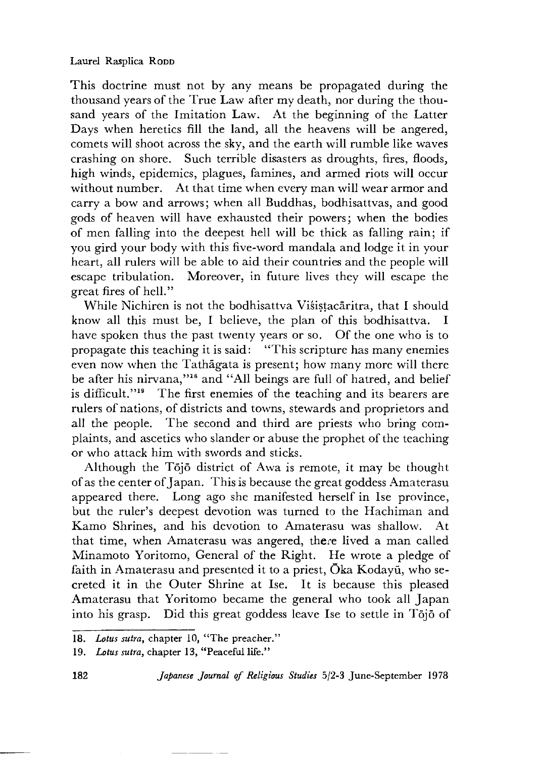This doctrine must not by any means be propagated during the thousand years of the True Law after my death, nor during the thousand years of the Imitation Law. At the beginning of the Latter Days when heretics fill the land, all the heavens will be angered, comets will shoot across the sky, and the earth will rumble like waves crashing on shore. Such terrible disasters as droughts, fires, floods, high winds, epidemics, plagues, famines, and armed riots will occur without number. At that time when every man will wear armor and carry a bow and arrows; when all Buddhas, bodhisattvas, and good gods of heaven will have exhausted their powers; when the bodies of men falling into the deepest hell will be thick as falling rain; if you gird your body with this five-word mandala and lodge it in your heart, all rulers will be able to aid their countries and the people will escape tribulation. Moreover, in future lives they will escape the great fires of hell."

While Nichiren is not the bodhisattva Viśiṣṭacāritra, that I should know all this must be, I believe, the plan of this bodhisattva. I have spoken thus the past twenty years or so. Of the one who is to propagate this teaching it is said: "This scripture has many enemies even now when the Tathāgata is present; how many more will there be after his nirvana,"[18] and "All beings are full of hatred, and belief is difficult."[19] The first enemies of the teaching and its bearers are rulers of nations, of districts and towns, stewards and proprietors and all the people. The second and third are priests who bring complaints, and ascetics who slander or abuse the prophet of the teaching or who attack him with swords and sticks.

Although the Tōjō district of Awa is remote, it may be thought of as the center of Japan. This is because the great goddess Amaterasu appeared there. Long ago she manifested herself in Ise province, but the ruler's deepest devotion was turned to the Hachiman and Kamo Shrines, and his devotion to Amaterasu was shallow. At that time, when Amaterasu was angered, there lived a man called Minamoto Yoritomo, General of the Right. He wrote a pledge of faith in Amaterasu and presented it to a priest, Ōka Kodayū, who secreted it in the Outer Shrine at Ise. It is because this pleased Amaterasu that Yoritomo became the general who took all Japan into his grasp. Did this great goddess leave Ise to settle in Tōjō of

---

18. *Lotus sutra*, chapter 10, "The preacher."

19. *Lotus sutra*, chapter 13, "Peaceful life."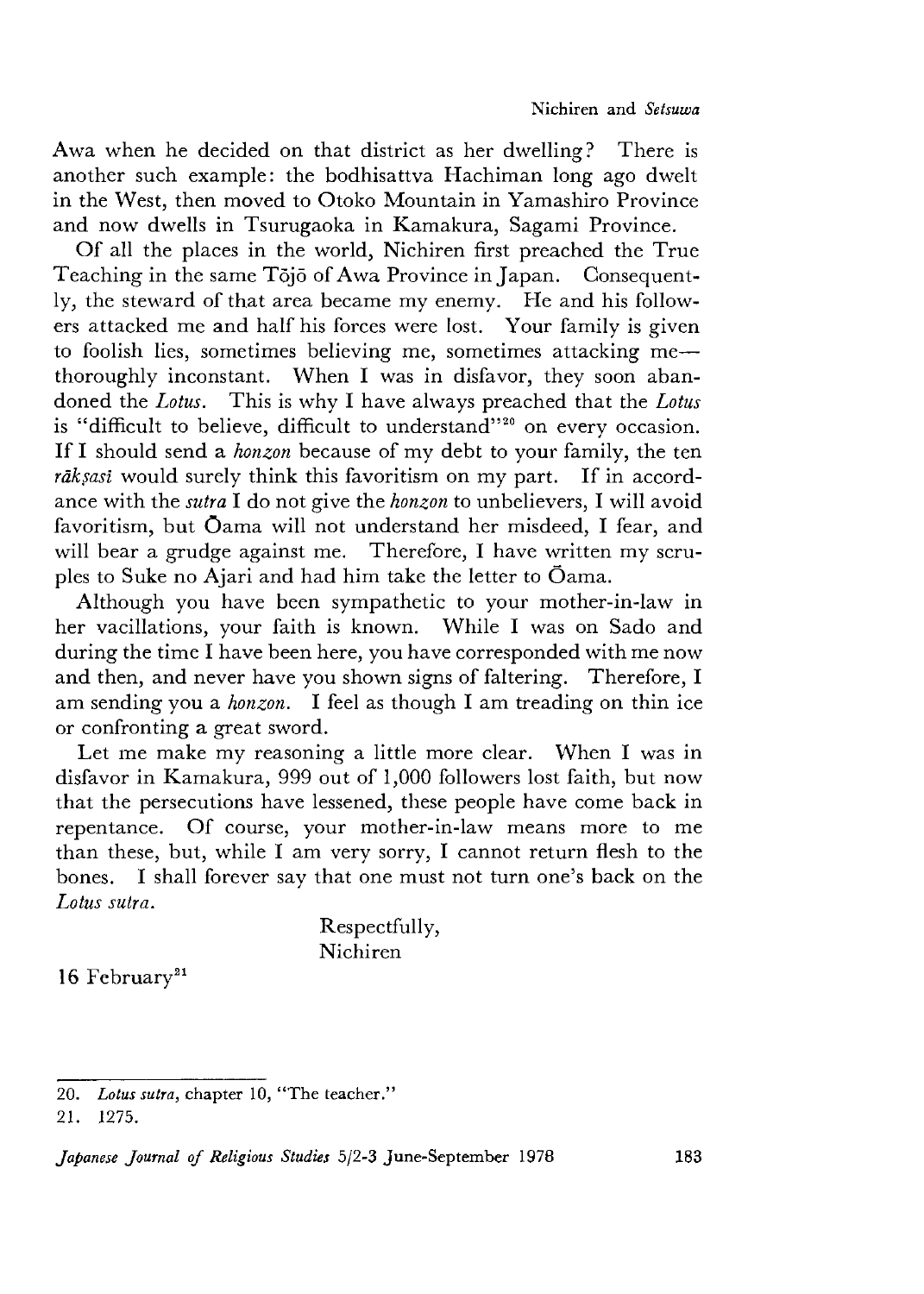Awa when he decided on that district as her dwelling? There is another such example: the bodhisattva Hachiman long ago dwelt in the West, then moved to Otoko Mountain in Yamashiro Province and now dwells in Tsurugaoka in Kamakura, Sagami Province.

Of all the places in the world, Nichiren first preached the True Teaching in the same Tōjō of Awa Province in Japan. Consequently, the steward of that area became my enemy. He and his followers attacked me and half his forces were lost. Your family is given to foolish lies, sometimes believing me, sometimes attacking me—thoroughly inconstant. When I was in disfavor, they soon abandoned the *Lotus*. This is why I have always preached that the *Lotus* is "difficult to believe, difficult to understand"[20] on every occasion. If I should send a *honzon* because of my debt to your family, the ten *rākṣasi* would surely think this favoritism on my part. If in accordance with the *sutra* I do not give the *honzon* to unbelievers, I will avoid favoritism, but Ōama will not understand her misdeed, I fear, and will bear a grudge against me. Therefore, I have written my scruples to Suke no Ajari and had him take the letter to Ōama.

Although you have been sympathetic to your mother-in-law in her vacillations, your faith is known. While I was on Sado and during the time I have been here, you have corresponded with me now and then, and never have you shown signs of faltering. Therefore, I am sending you a *honzon*. I feel as though I am treading on thin ice or confronting a great sword.

Let me make my reasoning a little more clear. When I was in disfavor in Kamakura, 999 out of 1,000 followers lost faith, but now that the persecutions have lessened, these people have come back in repentance. Of course, your mother-in-law means more to me than these, but, while I am very sorry, I cannot return flesh to the bones. I shall forever say that one must not turn one's back on the *Lotus sutra*.

Respectfully,
Nichiren

16 February[21]

---

20. *Lotus sutra*, chapter 10, "The teacher."

21. 1275.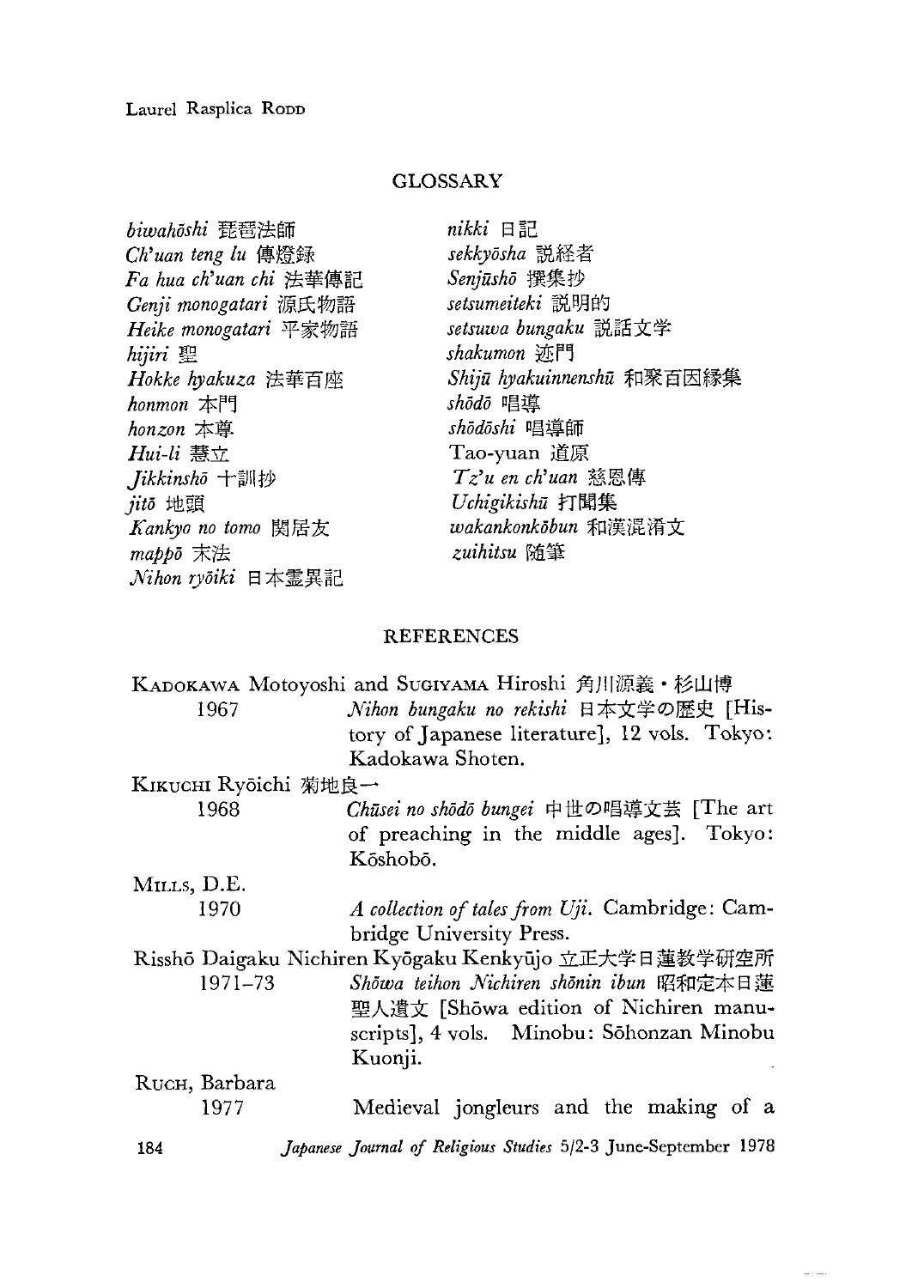## GLOSSARY

*biwahōshi* 琵琶法師
*Ch'uan teng lu* 傳燈録
*Fa hua ch'uan chi* 法華傳記
*Genji monogatari* 源氏物語
*Heike monogatari* 平家物語
*hijiri* 聖
*Hokke hyakuza* 法華百座
*honmon* 本門
*honzon* 本尊
*Hui-li* 慧立
*Jikkinshō* 十訓抄
*jitō* 地頭
*Kankyo no tomo* 閑居友
*mappō* 末法
*Nihon ryōiki* 日本霊異記
*nikki* 日記
*sekkyōsha* 説経者
*Senjūshō* 撰集抄
*setsumeiteki* 説明的
*setsuwa bungaku* 説話文学
*shakumon* 迹門
*Shijū hyakuinnenshū* 和聚百因縁集
*shōdō* 唱導
*shōdōshi* 唱導師
Tao-yuan 道原
*Tz'u en ch'uan* 慈恩傳
*Uchigikishū* 打聞集
*wakankonkōbun* 和漢混淆文
*zuihitsu* 随筆

## REFERENCES

KADOKAWA Motoyoshi and SUGIYAMA Hiroshi 角川源義・杉山博
1967 *Nihon bungaku no rekishi* 日本文学の歴史 [History of Japanese literature], 12 vols. Tokyo: Kadokawa Shoten.

KIKUCHI Ryōichi 菊地良一
1968 *Chūsei no shōdō bungei* 中世の唱導文芸 [The art of preaching in the middle ages]. Tokyo: Kōshobō.

MILLS, D.E.
1970 *A collection of tales from Uji*. Cambridge: Cambridge University Press.

Risshō Daigaku Nichiren Kyōgaku Kenkyūjo 立正大学日蓮教学研究所
1971–73 *Shōwa teihon Nichiren shōnin ibun* 昭和定本日蓮聖人遺文 [Shōwa edition of Nichiren manuscripts], 4 vols. Minobu: Sōhonzan Minobu Kuonji.

RUCH, Barbara
1977 Medieval jongleurs and the making of a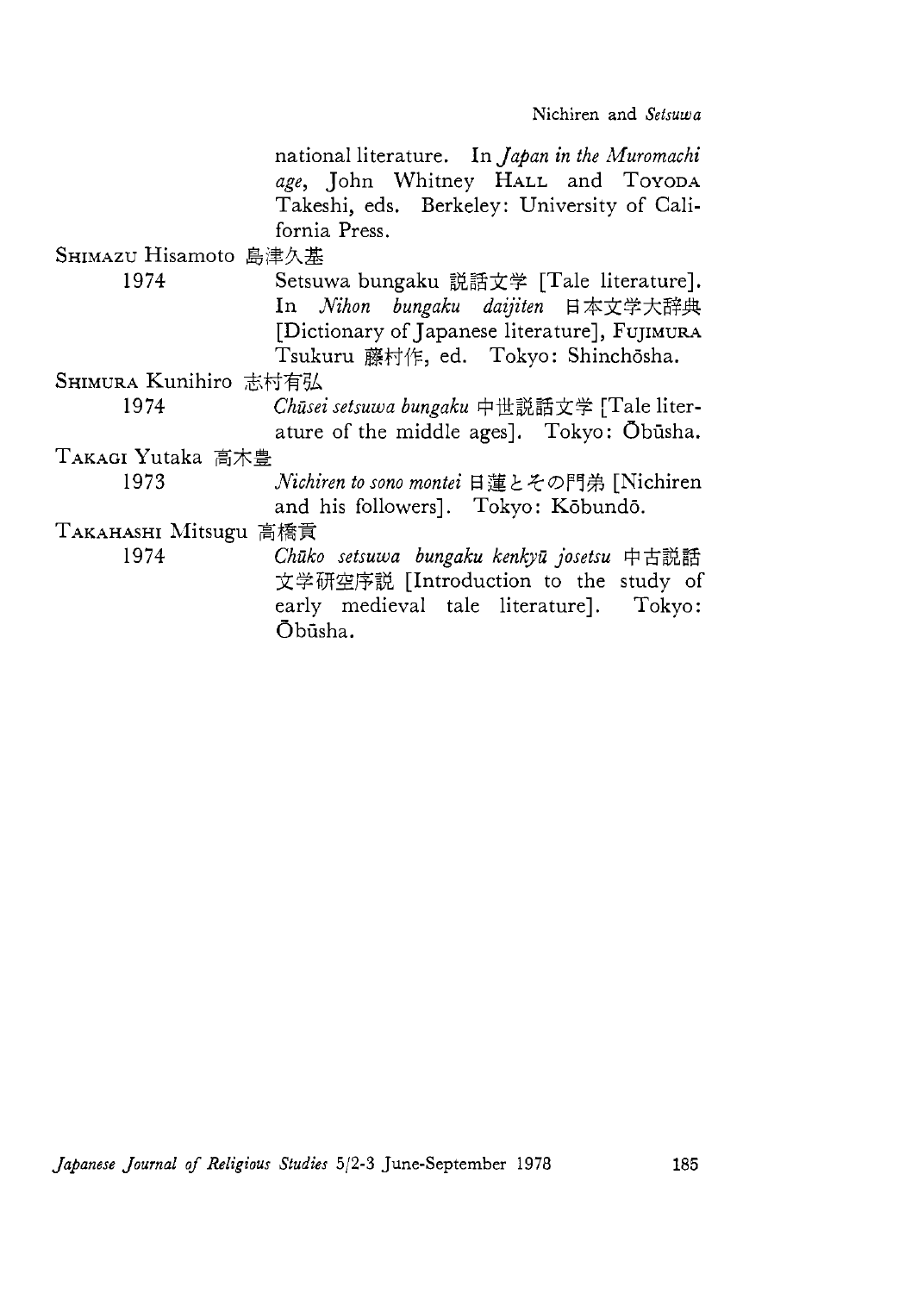national literature. In *Japan in the Muromachi age*, John Whitney HALL and TOYODA Takeshi, eds. Berkeley: University of California Press.

SHIMAZU Hisamoto 島津久基

1974 Setsuwa bungaku 説話文学 [Tale literature]. In *Nihon bungaku daijiten* 日本文学大辞典 [Dictionary of Japanese literature], FUJIMURA Tsukuru 藤村作, ed. Tokyo: Shinchōsha.

SHIMURA Kunihiro 志村有弘

1974 *Chūsei setsuwa bungaku* 中世説話文学 [Tale literature of the middle ages]. Tokyo: Ōbūsha.

TAKAGI Yutaka 高木豊

1973 *Nichiren to sono montei* 日蓮とその門弟 [Nichiren and his followers]. Tokyo: Kōbundō.

TAKAHASHI Mitsugu 高橋貢

1974 *Chūko setsuwa bungaku kenkyū josetsu* 中古説話文学研究序説 [Introduction to the study of early medieval tale literature]. Tokyo: Ōbūsha.